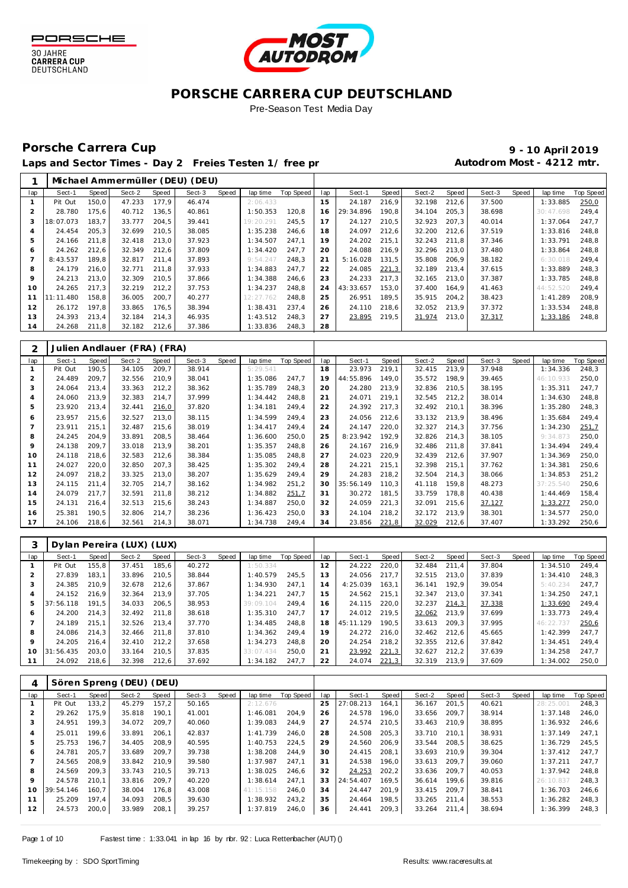PORSCHE

30 JAHRE
CARRERA CUP
DEUTSCHLAND

MOST AUTODROM

# PORSCHE CARRERA CUP DEUTSCHLAND

Pre-Season Test Media Day

## Porsche Carrera Cup

**9 - 10 April 2019**

**Laps and Sector Times - Day 2 Freies Testen 1/ free pr**

**Autodrom Most - 4212 mtr.**

### 1 Michael Ammermüller (DEU) (DEU)

| lap | Sect-1 | Speed | Sect-2 | Speed | Sect-3 | Speed | lap time | Top Speed | lap | Sect-1 | Speed | Sect-2 | Speed | Sect-3 | Speed | lap time | Top Speed |
|---|---|---|---|---|---|---|---|---|---|---|---|---|---|---|---|---|---|
| 1 | Pit Out | 150,0 | 47.233 | 177,9 | 46.474 | | 2:06.433 | | 15 | 24.187 | 216,9 | 32.198 | 212,6 | 37.500 | | 1:33.885 | 250,0 |
| 2 | 28.780 | 175,6 | 40.712 | 136,5 | 40.861 | | 1:50.353 | 120,8 | 16 | 29:34.896 | 190,8 | 34.104 | 205,3 | 38.698 | | 30:47.698 | 249,4 |
| 3 | 18:07.073 | 183,7 | 33.777 | 204,5 | 39.441 | | 19:20.291 | 245,5 | 17 | 24.127 | 210,5 | 32.923 | 207,3 | 40.014 | | 1:37.064 | 247,7 |
| 4 | 24.454 | 205,3 | 32.699 | 210,5 | 38.085 | | 1:35.238 | 246,6 | 18 | 24.097 | 212,6 | 32.200 | 212,6 | 37.519 | | 1:33.816 | 248,8 |
| 5 | 24.166 | 211,8 | 32.418 | 213,0 | 37.923 | | 1:34.507 | 247,1 | 19 | 24.202 | 215,1 | 32.243 | 211,8 | 37.346 | | 1:33.791 | 248,8 |
| 6 | 24.262 | 212,6 | 32.349 | 212,6 | 37.809 | | 1:34.420 | 247,7 | 20 | 24.088 | 216,9 | 32.296 | 213,0 | 37.480 | | 1:33.864 | 248,8 |
| 7 | 8:43.537 | 189,8 | 32.817 | 211,4 | 37.893 | | 9:54.247 | 248,3 | 21 | 5:16.028 | 131,5 | 35.808 | 206,9 | 38.182 | | 6:30.018 | 249,4 |
| 8 | 24.179 | 216,0 | 32.771 | 211,8 | 37.933 | | 1:34.883 | 247,7 | 22 | 24.085 | 221,3 | 32.189 | 213,4 | 37.615 | | 1:33.889 | 248,3 |
| 9 | 24.213 | 213,0 | 32.309 | 210,5 | 37.866 | | 1:34.388 | 246,6 | 23 | 24.233 | 217,3 | 32.165 | 213,0 | 37.387 | | 1:33.785 | 248,8 |
| 10 | 24.265 | 217,3 | 32.219 | 212,2 | 37.753 | | 1:34.237 | 248,8 | 24 | 43:33.657 | 153,0 | 37.400 | 164,9 | 41.463 | | 44:52.520 | 249,4 |
| 11 | 11:11.480 | 158,8 | 36.005 | 200,7 | 40.277 | | 12:27.762 | 248,8 | 25 | 26.951 | 189,5 | 35.915 | 204,2 | 38.423 | | 1:41.289 | 208,9 |
| 12 | 26.172 | 197,8 | 33.865 | 176,5 | 38.394 | | 1:38.431 | 237,4 | 26 | 24.110 | 218,6 | 32.052 | 213,9 | 37.372 | | 1:33.534 | 248,8 |
| 13 | 24.393 | 213,4 | 32.184 | 214,3 | 46.935 | | 1:43.512 | 248,3 | 27 | 23.895 | 219,5 | 31.974 | 213,0 | 37.317 | | 1:33.186 | 248,8 |
| 14 | 24.268 | 211,8 | 32.182 | 212,6 | 37.386 | | 1:33.836 | 248,3 | 28 | | | | | | | | |

### 2 Julien Andlauer (FRA) (FRA)

| lap | Sect-1 | Speed | Sect-2 | Speed | Sect-3 | Speed | lap time | Top Speed | lap | Sect-1 | Speed | Sect-2 | Speed | Sect-3 | Speed | lap time | Top Speed |
|---|---|---|---|---|---|---|---|---|---|---|---|---|---|---|---|---|---|
| 1 | Pit Out | 190,5 | 34.105 | 209,7 | 38.914 | | 5:29.541 | | 18 | 23.973 | 219,1 | 32.415 | 213,9 | 37.948 | | 1:34.336 | 248,3 |
| 2 | 24.489 | 209,7 | 32.556 | 210,9 | 38.041 | | 1:35.086 | 247,7 | 19 | 44:55.896 | 149,0 | 35.572 | 198,9 | 39.465 | | 46:10.933 | 250,0 |
| 3 | 24.064 | 213,4 | 33.363 | 212,2 | 38.362 | | 1:35.789 | 248,3 | 20 | 24.280 | 213,9 | 32.836 | 210,5 | 38.195 | | 1:35.311 | 247,7 |
| 4 | 24.060 | 213,9 | 32.383 | 214,7 | 37.999 | | 1:34.442 | 248,8 | 21 | 24.071 | 219,1 | 32.545 | 212,2 | 38.014 | | 1:34.630 | 248,8 |
| 5 | 23.920 | 213,4 | 32.441 | 216,0 | 37.820 | | 1:34.181 | 249,4 | 22 | 24.392 | 217,3 | 32.492 | 210,1 | 38.396 | | 1:35.280 | 248,3 |
| 6 | 23.957 | 215,6 | 32.527 | 213,0 | 38.115 | | 1:34.599 | 249,4 | 23 | 24.056 | 212,6 | 33.132 | 213,9 | 38.496 | | 1:35.684 | 249,4 |
| 7 | 23.911 | 215,1 | 32.487 | 215,6 | 38.019 | | 1:34.417 | 249,4 | 24 | 24.147 | 220,0 | 32.327 | 214,3 | 37.756 | | 1:34.230 | 251,7 |
| 8 | 24.245 | 204,9 | 33.891 | 208,5 | 38.464 | | 1:36.600 | 250,0 | 25 | 8:23.942 | 192,9 | 32.826 | 214,3 | 38.105 | | 9:34.873 | 250,0 |
| 9 | 24.138 | 209,7 | 33.018 | 213,9 | 38.201 | | 1:35.357 | 248,8 | 26 | 24.167 | 216,9 | 32.486 | 211,8 | 37.841 | | 1:34.494 | 249,4 |
| 10 | 24.118 | 218,6 | 32.583 | 212,6 | 38.384 | | 1:35.085 | 248,8 | 27 | 24.023 | 220,9 | 32.439 | 212,6 | 37.907 | | 1:34.369 | 250,0 |
| 11 | 24.027 | 220,0 | 32.850 | 207,3 | 38.425 | | 1:35.302 | 249,4 | 28 | 24.221 | 215,1 | 32.398 | 215,1 | 37.762 | | 1:34.381 | 250,6 |
| 12 | 24.097 | 218,2 | 33.325 | 213,0 | 38.207 | | 1:35.629 | 249,4 | 29 | 24.283 | 218,2 | 32.504 | 214,3 | 38.066 | | 1:34.853 | 251,2 |
| 13 | 24.115 | 211,4 | 32.705 | 214,7 | 38.162 | | 1:34.982 | 251,2 | 30 | 35:56.149 | 110,3 | 41.118 | 159,8 | 48.273 | | 37:25.540 | 250,6 |
| 14 | 24.079 | 217,7 | 32.591 | 211,8 | 38.212 | | 1:34.882 | 251,7 | 31 | 30.272 | 181,5 | 33.759 | 178,8 | 40.438 | | 1:44.469 | 158,4 |
| 15 | 24.131 | 216,4 | 32.513 | 215,6 | 38.243 | | 1:34.887 | 250,0 | 32 | 24.059 | 221,3 | 32.091 | 215,6 | 37.127 | | 1:33.277 | 250,0 |
| 16 | 25.381 | 190,5 | 32.806 | 214,7 | 38.236 | | 1:36.423 | 250,0 | 33 | 24.104 | 218,2 | 32.172 | 213,9 | 38.301 | | 1:34.577 | 250,0 |
| 17 | 24.106 | 218,6 | 32.561 | 214,3 | 38.071 | | 1:34.738 | 249,4 | 34 | 23.856 | 221,8 | 32.029 | 212,6 | 37.407 | | 1:33.292 | 250,6 |

### 3 Dylan Pereira (LUX) (LUX)

| lap | Sect-1 | Speed | Sect-2 | Speed | Sect-3 | Speed | lap time | Top Speed | lap | Sect-1 | Speed | Sect-2 | Speed | Sect-3 | Speed | lap time | Top Speed |
|---|---|---|---|---|---|---|---|---|---|---|---|---|---|---|---|---|---|
| 1 | Pit Out | 155,8 | 37.451 | 185,6 | 40.272 | | 1:50.334 | | 12 | 24.222 | 220,0 | 32.484 | 211,4 | 37.804 | | 1:34.510 | 249,4 |
| 2 | 27.839 | 183,1 | 33.896 | 210,5 | 38.844 | | 1:40.579 | 245,5 | 13 | 24.056 | 217,7 | 32.515 | 213,0 | 37.839 | | 1:34.410 | 248,3 |
| 3 | 24.385 | 210,9 | 32.678 | 212,6 | 37.867 | | 1:34.930 | 247,1 | 14 | 4:25.039 | 163,1 | 36.141 | 192,9 | 39.054 | | 5:40.234 | 247,7 |
| 4 | 24.152 | 216,9 | 32.364 | 213,9 | 37.705 | | 1:34.221 | 247,7 | 15 | 24.562 | 215,1 | 32.347 | 213,0 | 37.341 | | 1:34.250 | 247,1 |
| 5 | 37:56.118 | 191,5 | 34.033 | 206,5 | 38.953 | | 39:09.104 | 249,4 | 16 | 24.115 | 220,0 | 32.237 | 214,3 | 37.338 | | 1:33.690 | 249,4 |
| 6 | 24.200 | 214,3 | 32.492 | 211,8 | 38.618 | | 1:35.310 | 247,7 | 17 | 24.012 | 219,5 | 32.062 | 213,9 | 37.699 | | 1:33.773 | 249,4 |
| 7 | 24.189 | 215,1 | 32.526 | 213,4 | 37.770 | | 1:34.485 | 248,8 | 18 | 45:11.129 | 190,5 | 33.613 | 209,3 | 37.995 | | 46:22.737 | 250,6 |
| 8 | 24.086 | 214,3 | 32.466 | 211,8 | 37.810 | | 1:34.362 | 249,4 | 19 | 24.272 | 216,0 | 32.462 | 212,6 | 45.665 | | 1:42.399 | 247,7 |
| 9 | 24.205 | 216,4 | 32.410 | 212,2 | 37.658 | | 1:34.273 | 248,8 | 20 | 24.254 | 218,2 | 32.355 | 212,6 | 37.842 | | 1:34.451 | 249,4 |
| 10 | 31:56.435 | 203,0 | 33.164 | 210,5 | 37.835 | | 33:07.434 | 250,0 | 21 | 23.992 | 221,3 | 32.627 | 212,2 | 37.639 | | 1:34.258 | 247,7 |
| 11 | 24.092 | 218,6 | 32.398 | 212,6 | 37.692 | | 1:34.182 | 247,7 | 22 | 24.074 | 221,3 | 32.319 | 213,9 | 37.609 | | 1:34.002 | 250,0 |

### 4 Sören Spreng (DEU) (DEU)

| lap | Sect-1 | Speed | Sect-2 | Speed | Sect-3 | Speed | lap time | Top Speed | lap | Sect-1 | Speed | Sect-2 | Speed | Sect-3 | Speed | lap time | Top Speed |
|---|---|---|---|---|---|---|---|---|---|---|---|---|---|---|---|---|---|
| 1 | Pit Out | 133,2 | 45.279 | 157,2 | 50.165 | | 2:12.676 | | 25 | 27:08.213 | 164,1 | 36.167 | 201,5 | 40.621 | | 28:25.001 | 248,3 |
| 2 | 29.262 | 175,9 | 35.818 | 190,1 | 41.001 | | 1:46.081 | 204,9 | 26 | 24.578 | 196,0 | 33.656 | 209,7 | 38.914 | | 1:37.148 | 246,0 |
| 3 | 24.951 | 199,3 | 34.072 | 209,7 | 40.060 | | 1:39.083 | 244,9 | 27 | 24.574 | 210,5 | 33.463 | 210,9 | 38.895 | | 1:36.932 | 246,6 |
| 4 | 25.011 | 199,6 | 33.891 | 206,1 | 42.837 | | 1:41.739 | 246,0 | 28 | 24.508 | 205,3 | 33.710 | 210,1 | 38.931 | | 1:37.149 | 247,1 |
| 5 | 25.753 | 196,7 | 34.405 | 208,9 | 40.595 | | 1:40.753 | 224,5 | 29 | 24.560 | 206,9 | 33.544 | 208,5 | 38.625 | | 1:36.729 | 245,5 |
| 6 | 24.781 | 205,7 | 33.689 | 209,7 | 39.738 | | 1:38.208 | 244,9 | 30 | 24.415 | 208,1 | 33.693 | 210,9 | 39.304 | | 1:37.412 | 247,7 |
| 7 | 24.565 | 208,9 | 33.842 | 210,9 | 39.580 | | 1:37.987 | 247,1 | 31 | 24.538 | 196,0 | 33.613 | 209,7 | 39.060 | | 1:37.211 | 247,7 |
| 8 | 24.569 | 209,3 | 33.743 | 210,5 | 39.713 | | 1:38.025 | 246,6 | 32 | 24.253 | 202,2 | 33.636 | 209,7 | 40.053 | | 1:37.942 | 248,8 |
| 9 | 24.578 | 210,1 | 33.816 | 209,7 | 40.220 | | 1:38.614 | 247,1 | 33 | 24:54.407 | 169,5 | 36.614 | 199,6 | 39.816 | | 26:10.837 | 248,3 |
| 10 | 39:54.146 | 160,7 | 38.004 | 176,8 | 43.008 | | 41:15.158 | 246,0 | 34 | 24.447 | 201,9 | 33.415 | 209,7 | 38.841 | | 1:36.703 | 246,6 |
| 11 | 25.209 | 197,4 | 34.093 | 208,5 | 39.630 | | 1:38.932 | 243,2 | 35 | 24.464 | 198,5 | 33.265 | 211,4 | 38.553 | | 1:36.282 | 248,3 |
| 12 | 24.573 | 200,0 | 33.989 | 208,1 | 39.257 | | 1:37.819 | 246,0 | 36 | 24.441 | 209,3 | 33.264 | 211,4 | 38.694 | | 1:36.399 | 248,3 |

Fastest time : 1:33.041 in lap 16 by nbr. 92 : Luca Rettenbacher (AUT) ()

Timekeeping by : SDO SportTiming

Results: www.raceresults.at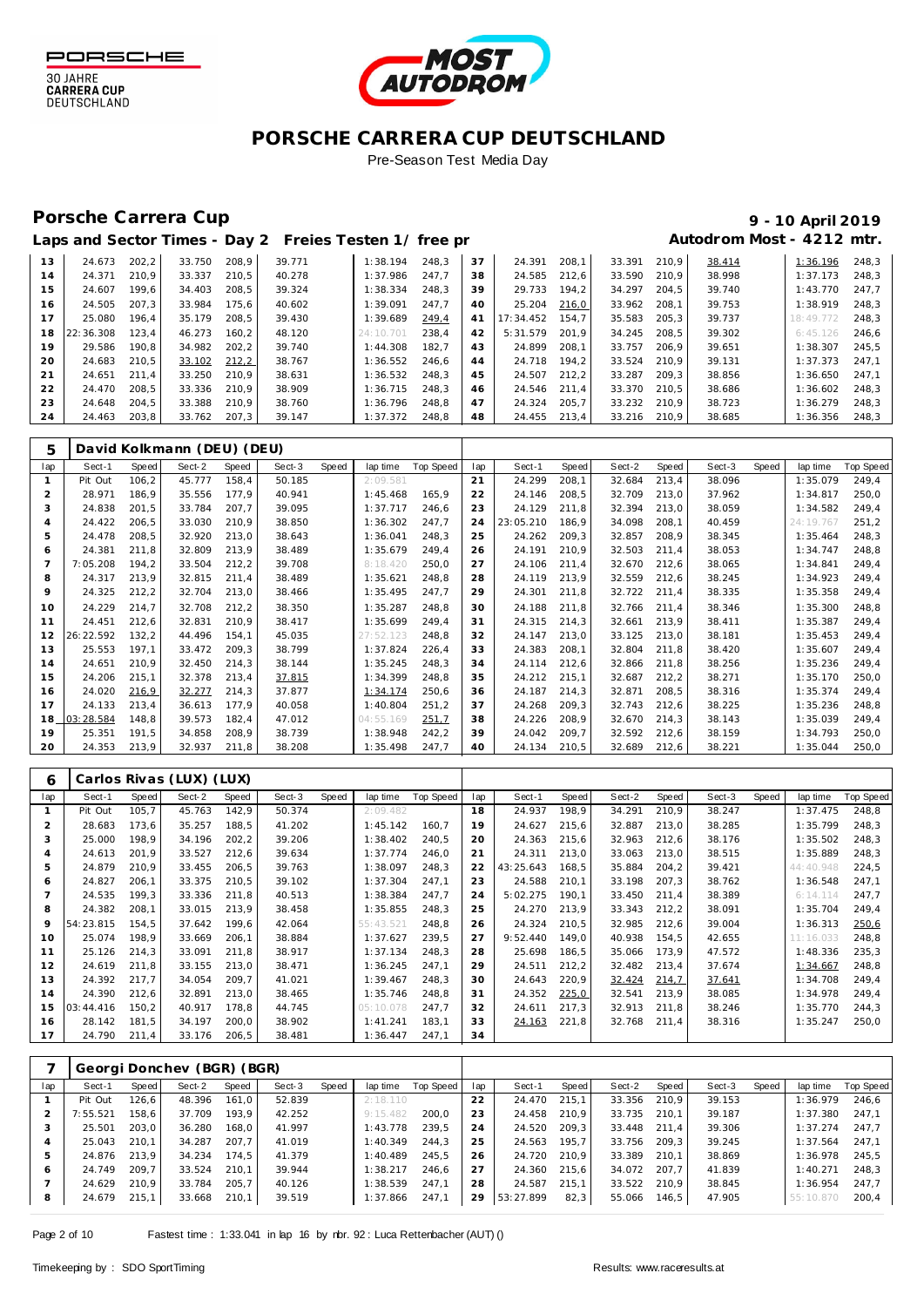# PORSCHE CARRERA CUP DEUTSCHLAND

Pre-Season Test Media Day

## Porsche Carrera Cup

**9 - 10 April 2019**

**Laps and Sector Times - Day 2 Freies Testen 1/ free pr**

**Autodrom Most - 4212 mtr.**

| lap | Sect-1 | Speed | Sect-2 | Speed | Sect-3 | Speed | lap time | Top Speed | lap | Sect-1 | Speed | Sect-2 | Speed | Sect-3 | Speed | lap time | Top Speed |
|---|---|---|---|---|---|---|---|---|---|---|---|---|---|---|---|---|---|
| 13 | 24.673 | 202,2 | 33.750 | 208,9 | 39.771 | | 1:38.194 | 248,3 | 37 | 24.391 | 208,1 | 33.391 | 210,9 | 38.414 | | 1:36.196 | 248,3 |
| 14 | 24.371 | 210,9 | 33.337 | 210,5 | 40.278 | | 1:37.986 | 247,7 | 38 | 24.585 | 212,6 | 33.590 | 210,9 | 38.998 | | 1:37.173 | 248,3 |
| 15 | 24.607 | 199,6 | 34.403 | 208,5 | 39.324 | | 1:38.334 | 248,3 | 39 | 29.733 | 194,2 | 34.297 | 204,5 | 39.740 | | 1:43.770 | 247,7 |
| 16 | 24.505 | 207,3 | 33.984 | 175,6 | 40.602 | | 1:39.091 | 247,7 | 40 | 25.204 | 216,0 | 33.962 | 208,1 | 39.753 | | 1:38.919 | 248,3 |
| 17 | 25.080 | 196,4 | 35.179 | 208,5 | 39.430 | | 1:39.689 | 249,4 | 41 | 17:34.452 | 154,7 | 35.583 | 205,3 | 39.737 | | 18:49.772 | 248,3 |
| 18 | 22:36.308 | 123,4 | 46.273 | 160,2 | 48.120 | | 24:10.701 | 238,4 | 42 | 5:31.579 | 201,9 | 34.245 | 208,5 | 39.302 | | 6:45.126 | 246,6 |
| 19 | 29.586 | 190,8 | 34.982 | 202,2 | 39.740 | | 1:44.308 | 182,7 | 43 | 24.899 | 208,1 | 33.757 | 206,9 | 39.651 | | 1:38.307 | 245,5 |
| 20 | 24.683 | 210,5 | 33.102 | 212,2 | 38.767 | | 1:36.552 | 246,6 | 44 | 24.718 | 194,2 | 33.524 | 210,9 | 39.131 | | 1:37.373 | 247,1 |
| 21 | 24.651 | 211,4 | 33.250 | 210,9 | 38.631 | | 1:36.532 | 248,3 | 45 | 24.507 | 212,2 | 33.287 | 209,3 | 38.856 | | 1:36.650 | 247,1 |
| 22 | 24.470 | 208,5 | 33.336 | 210,9 | 38.909 | | 1:36.715 | 248,3 | 46 | 24.546 | 211,4 | 33.370 | 210,5 | 38.686 | | 1:36.602 | 248,3 |
| 23 | 24.648 | 204,5 | 33.388 | 210,9 | 38.760 | | 1:36.796 | 248,8 | 47 | 24.324 | 205,7 | 33.232 | 210,9 | 38.723 | | 1:36.279 | 248,3 |
| 24 | 24.463 | 203,8 | 33.762 | 207,3 | 39.147 | | 1:37.372 | 248,8 | 48 | 24.455 | 213,4 | 33.216 | 210,9 | 38.685 | | 1:36.356 | 248,3 |

**5 David Kolkmann (DEU) (DEU)**

| lap | Sect-1 | Speed | Sect-2 | Speed | Sect-3 | Speed | lap time | Top Speed | lap | Sect-1 | Speed | Sect-2 | Speed | Sect-3 | Speed | lap time | Top Speed |
|---|---|---|---|---|---|---|---|---|---|---|---|---|---|---|---|---|---|
| 1 | Pit Out | 106,2 | 45.777 | 158,4 | 50.185 | | 2:09.581 | | 21 | 24.299 | 208,1 | 32.684 | 213,4 | 38.096 | | 1:35.079 | 249,4 |
| 2 | 28.971 | 186,9 | 35.556 | 177,9 | 40.941 | | 1:45.468 | 165,9 | 22 | 24.146 | 208,5 | 32.709 | 213,0 | 37.962 | | 1:34.817 | 250,0 |
| 3 | 24.838 | 201,5 | 33.784 | 207,7 | 39.095 | | 1:37.717 | 246,6 | 23 | 24.129 | 211,8 | 32.394 | 213,0 | 38.059 | | 1:34.582 | 249,4 |
| 4 | 24.422 | 206,5 | 33.030 | 210,9 | 38.850 | | 1:36.302 | 247,7 | 24 | 23:05.210 | 186,9 | 34.098 | 208,1 | 40.459 | | 24:19.767 | 251,2 |
| 5 | 24.478 | 208,5 | 32.920 | 213,0 | 38.643 | | 1:36.041 | 248,3 | 25 | 24.262 | 209,3 | 32.857 | 208,9 | 38.345 | | 1:35.464 | 248,3 |
| 6 | 24.381 | 211,8 | 32.809 | 213,9 | 38.489 | | 1:35.679 | 249,4 | 26 | 24.191 | 210,9 | 32.503 | 211,4 | 38.053 | | 1:34.747 | 248,8 |
| 7 | 7:05.208 | 194,2 | 33.504 | 212,2 | 39.708 | | 8:18.420 | 250,0 | 27 | 24.106 | 211,4 | 32.670 | 212,6 | 38.065 | | 1:34.841 | 249,4 |
| 8 | 24.317 | 213,9 | 32.815 | 211,4 | 38.489 | | 1:35.621 | 248,8 | 28 | 24.119 | 213,9 | 32.559 | 212,6 | 38.245 | | 1:34.923 | 249,4 |
| 9 | 24.325 | 212,2 | 32.704 | 213,0 | 38.466 | | 1:35.495 | 247,7 | 29 | 24.301 | 211,8 | 32.722 | 211,4 | 38.335 | | 1:35.358 | 249,4 |
| 10 | 24.229 | 214,7 | 32.708 | 212,2 | 38.350 | | 1:35.287 | 248,8 | 30 | 24.188 | 211,8 | 32.766 | 211,4 | 38.346 | | 1:35.300 | 248,8 |
| 11 | 24.451 | 212,6 | 32.831 | 210,9 | 38.417 | | 1:35.699 | 249,4 | 31 | 24.315 | 214,3 | 32.661 | 213,9 | 38.411 | | 1:35.387 | 249,4 |
| 12 | 26:22.592 | 132,2 | 44.496 | 154,1 | 45.035 | | 27:52.123 | 248,8 | 32 | 24.147 | 213,0 | 33.125 | 213,0 | 38.181 | | 1:35.453 | 249,4 |
| 13 | 25.553 | 197,1 | 33.472 | 209,3 | 38.799 | | 1:37.824 | 226,4 | 33 | 24.383 | 208,1 | 32.804 | 211,8 | 38.420 | | 1:35.607 | 249,4 |
| 14 | 24.651 | 210,9 | 32.450 | 214,3 | 38.144 | | 1:35.245 | 248,3 | 34 | 24.114 | 212,6 | 32.866 | 211,8 | 38.256 | | 1:35.236 | 249,4 |
| 15 | 24.206 | 215,1 | 32.378 | 213,4 | 37.815 | | 1:34.399 | 248,8 | 35 | 24.212 | 215,1 | 32.687 | 212,2 | 38.271 | | 1:35.170 | 250,0 |
| 16 | 24.020 | 216,9 | 32.277 | 214,3 | 37.877 | | 1:34.174 | 250,6 | 36 | 24.187 | 214,3 | 32.871 | 208,5 | 38.316 | | 1:35.374 | 249,4 |
| 17 | 24.133 | 213,4 | 36.613 | 177,9 | 40.058 | | 1:40.804 | 251,2 | 37 | 24.268 | 209,3 | 32.743 | 212,6 | 38.225 | | 1:35.236 | 248,8 |
| 18 | 03:28.584 | 148,8 | 39.573 | 182,4 | 47.012 | | 04:55.169 | 251,7 | 38 | 24.226 | 208,9 | 32.670 | 214,3 | 38.143 | | 1:35.039 | 249,4 |
| 19 | 25.351 | 191,5 | 34.858 | 208,9 | 38.739 | | 1:38.948 | 242,2 | 39 | 24.042 | 209,7 | 32.592 | 212,6 | 38.159 | | 1:34.793 | 250,0 |
| 20 | 24.353 | 213,9 | 32.937 | 211,8 | 38.208 | | 1:35.498 | 247,7 | 40 | 24.134 | 210,5 | 32.689 | 212,6 | 38.221 | | 1:35.044 | 250,0 |

**6 Carlos Rivas (LUX) (LUX)**

| lap | Sect-1 | Speed | Sect-2 | Speed | Sect-3 | Speed | lap time | Top Speed | lap | Sect-1 | Speed | Sect-2 | Speed | Sect-3 | Speed | lap time | Top Speed |
|---|---|---|---|---|---|---|---|---|---|---|---|---|---|---|---|---|---|
| 1 | Pit Out | 105,7 | 45.763 | 142,9 | 50.374 | | 2:09.482 | | 18 | 24.937 | 198,9 | 34.291 | 210,9 | 38.247 | | 1:37.475 | 248,8 |
| 2 | 28.683 | 173,6 | 35.257 | 188,5 | 41.202 | | 1:45.142 | 160,7 | 19 | 24.627 | 215,6 | 32.887 | 213,0 | 38.285 | | 1:35.799 | 248,3 |
| 3 | 25.000 | 198,9 | 34.196 | 202,2 | 39.206 | | 1:38.402 | 240,5 | 20 | 24.363 | 215,6 | 32.963 | 212,6 | 38.176 | | 1:35.502 | 248,3 |
| 4 | 24.613 | 201,9 | 33.527 | 212,6 | 39.634 | | 1:37.774 | 246,0 | 21 | 24.311 | 213,0 | 33.063 | 213,0 | 38.515 | | 1:35.889 | 248,3 |
| 5 | 24.879 | 210,9 | 33.455 | 206,5 | 39.763 | | 1:38.097 | 248,3 | 22 | 43:25.643 | 168,5 | 35.884 | 204,2 | 39.421 | | 44:40.948 | 224,5 |
| 6 | 24.827 | 206,1 | 33.375 | 210,5 | 39.102 | | 1:37.304 | 247,1 | 23 | 24.588 | 210,1 | 33.198 | 207,3 | 38.762 | | 1:36.548 | 247,1 |
| 7 | 24.535 | 199,3 | 33.336 | 211,8 | 40.513 | | 1:38.384 | 247,7 | 24 | 5:02.275 | 190,1 | 33.450 | 211,4 | 38.389 | | 6:14.114 | 247,7 |
| 8 | 24.382 | 208,1 | 33.015 | 213,9 | 38.458 | | 1:35.855 | 248,3 | 25 | 24.270 | 213,9 | 33.343 | 212,2 | 38.091 | | 1:35.704 | 249,4 |
| 9 | 54:23.815 | 154,5 | 37.642 | 199,6 | 42.064 | | 55:43.521 | 248,8 | 26 | 24.324 | 210,5 | 32.985 | 212,6 | 39.004 | | 1:36.313 | 250,6 |
| 10 | 25.074 | 198,9 | 33.669 | 206,1 | 38.884 | | 1:37.627 | 239,5 | 27 | 9:52.440 | 149,0 | 40.938 | 154,5 | 42.655 | | 11:16.033 | 248,8 |
| 11 | 25.126 | 214,3 | 33.091 | 211,8 | 38.917 | | 1:37.134 | 248,3 | 28 | 25.698 | 186,5 | 35.066 | 173,9 | 47.572 | | 1:48.336 | 235,3 |
| 12 | 24.619 | 211,8 | 33.155 | 213,0 | 38.471 | | 1:36.245 | 247,1 | 29 | 24.511 | 212,2 | 32.482 | 213,4 | 37.674 | | 1:34.667 | 248,8 |
| 13 | 24.392 | 217,7 | 34.054 | 209,7 | 41.021 | | 1:39.467 | 248,3 | 30 | 24.643 | 220,9 | 32.424 | 214,7 | 37.641 | | 1:34.708 | 249,4 |
| 14 | 24.390 | 212,6 | 32.891 | 213,0 | 38.465 | | 1:35.746 | 248,8 | 31 | 24.352 | 225,0 | 32.541 | 213,9 | 38.085 | | 1:34.978 | 249,4 |
| 15 | 03:44.416 | 150,2 | 40.917 | 178,8 | 44.745 | | 05:10.078 | 247,7 | 32 | 24.611 | 217,3 | 32.913 | 211,8 | 38.246 | | 1:35.770 | 244,3 |
| 16 | 28.142 | 181,5 | 34.197 | 200,0 | 38.902 | | 1:41.241 | 183,1 | 33 | 24.163 | 221,8 | 32.768 | 211,4 | 38.316 | | 1:35.247 | 250,0 |
| 17 | 24.790 | 211,4 | 33.176 | 206,5 | 38.481 | | 1:36.447 | 247,1 | 34 | | | | | | | | |

**7 Georgi Donchev (BGR) (BGR)**

| lap | Sect-1 | Speed | Sect-2 | Speed | Sect-3 | Speed | lap time | Top Speed | lap | Sect-1 | Speed | Sect-2 | Speed | Sect-3 | Speed | lap time | Top Speed |
|---|---|---|---|---|---|---|---|---|---|---|---|---|---|---|---|---|---|
| 1 | Pit Out | 126,6 | 48.396 | 161,0 | 52.839 | | 2:18.110 | | 22 | 24.470 | 215,1 | 33.356 | 210,9 | 39.153 | | 1:36.979 | 246,6 |
| 2 | 7:55.521 | 158,6 | 37.709 | 193,9 | 42.252 | | 9:15.482 | 200,0 | 23 | 24.458 | 210,9 | 33.735 | 210,1 | 39.187 | | 1:37.380 | 247,1 |
| 3 | 25.501 | 203,0 | 36.280 | 168,0 | 41.997 | | 1:43.778 | 239,5 | 24 | 24.520 | 209,3 | 33.448 | 211,4 | 39.306 | | 1:37.274 | 247,7 |
| 4 | 25.043 | 210,1 | 34.287 | 207,7 | 41.019 | | 1:40.349 | 244,3 | 25 | 24.563 | 195,7 | 33.756 | 209,3 | 39.245 | | 1:37.564 | 247,1 |
| 5 | 24.876 | 213,9 | 34.234 | 174,5 | 41.379 | | 1:40.489 | 245,5 | 26 | 24.720 | 210,9 | 33.389 | 210,1 | 38.869 | | 1:36.978 | 245,5 |
| 6 | 24.749 | 209,7 | 33.524 | 210,1 | 39.944 | | 1:38.217 | 246,6 | 27 | 24.360 | 215,6 | 34.072 | 207,7 | 41.839 | | 1:40.271 | 248,3 |
| 7 | 24.629 | 210,9 | 33.784 | 205,7 | 40.126 | | 1:38.539 | 247,1 | 28 | 24.587 | 215,1 | 33.522 | 210,9 | 38.845 | | 1:36.954 | 247,7 |
| 8 | 24.679 | 215,1 | 33.668 | 210,1 | 39.519 | | 1:37.866 | 247,1 | 29 | 53:27.899 | 82,3 | 55.066 | 146,5 | 47.905 | | 55:10.870 | 200,4 |

Fastest time : 1:33.041 in lap 16 by nbr. 92 : Luca Rettenbacher (AUT) ()

Timekeeping by : SDO SportTiming

Results: www.raceresults.at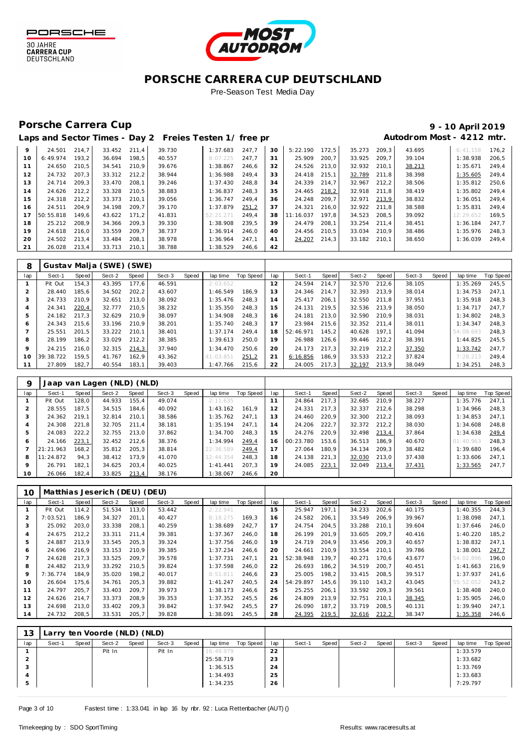# PORSCHE CARRERA CUP DEUTSCHLAND

Pre-Season Test Media Day

## Porsche Carrera Cup

**9 - 10 April 2019**

### Laps and Sector Times - Day 2 Freies Testen 1/ free pr

**Autodrom Most - 4212 mtr.**

| lap | Sect-1 | Speed | Sect-2 | Speed | Sect-3 | Speed | lap time | Top Speed | lap | Sect-1 | Speed | Sect-2 | Speed | Sect-3 | Speed | lap time | Top Speed |
|---|---|---|---|---|---|---|---|---|---|---|---|---|---|---|---|---|---|
| 9 | 24.501 | 214,7 | 33.452 | 211,4 | 39.730 | | 1:37.683 | 247,7 | 30 | 5:22.190 | 172,5 | 35.273 | 209,3 | 43.695 | | 6:41.158 | 176,2 |
| 10 | 6:49.974 | 193,2 | 36.694 | 198,5 | 40.557 | | 8:07.225 | 247,7 | 31 | 25.909 | 200,7 | 33.925 | 209,7 | 39.104 | | 1:38.938 | 206,5 |
| 11 | 24.650 | 210,5 | 34.541 | 210,9 | 39.676 | | 1:38.867 | 246,6 | 32 | 24.526 | 213,0 | 32.932 | 210,1 | 38.213 | | 1:35.671 | 249,4 |
| 12 | 24.732 | 207,3 | 33.312 | 212,2 | 38.944 | | 1:36.988 | 249,4 | 33 | 24.418 | 215,1 | 32.789 | 211,8 | 38.398 | | 1:35.605 | 249,4 |
| 13 | 24.714 | 209,3 | 33.470 | 208,1 | 39.246 | | 1:37.430 | 248,8 | 34 | 24.339 | 214,7 | 32.967 | 212,2 | 38.506 | | 1:35.812 | 250,6 |
| 14 | 24.626 | 212,2 | 33.328 | 210,5 | 38.883 | | 1:36.837 | 248,3 | 35 | 24.465 | 218,2 | 32.918 | 211,8 | 38.419 | | 1:35.802 | 249,4 |
| 15 | 24.318 | 212,2 | 33.373 | 210,1 | 39.056 | | 1:36.747 | 249,4 | 36 | 24.248 | 209,7 | 32.971 | 213,9 | 38.832 | | 1:36.051 | 249,4 |
| 16 | 24.511 | 204,9 | 34.198 | 209,7 | 39.170 | | 1:37.879 | 251,2 | 37 | 24.321 | 216,0 | 32.922 | 211,8 | 38.588 | | 1:35.831 | 249,4 |
| 17 | 50:55.818 | 149,6 | 43.622 | 171,2 | 41.831 | | 52:21.271 | 249,4 | 38 | 11:16.037 | 197,8 | 34.523 | 208,5 | 39.092 | | 12:29.652 | 169,5 |
| 18 | 25.212 | 208,9 | 34.366 | 209,3 | 39.330 | | 1:38.908 | 239,5 | 39 | 24.479 | 208,1 | 33.254 | 211,4 | 38.451 | | 1:36.184 | 247,7 |
| 19 | 24.618 | 216,0 | 33.559 | 209,7 | 38.737 | | 1:36.914 | 246,0 | 40 | 24.456 | 210,5 | 33.034 | 210,9 | 38.486 | | 1:35.976 | 248,3 |
| 20 | 24.502 | 213,4 | 33.484 | 208,1 | 38.978 | | 1:36.964 | 247,1 | 41 | 24.207 | 214,3 | 33.182 | 210,1 | 38.650 | | 1:36.039 | 249,4 |
| 21 | 26.028 | 213,4 | 33.713 | 210,1 | 38.788 | | 1:38.529 | 246,6 | 42 | | | | | | | | |

| 8 | Gustav Malja (SWE) (SWE) | | | | | | | | | | | | | | | | |
|---|---|---|---|---|---|---|---|---|---|---|---|---|---|---|---|---|---|
| lap | Sect-1 | Speed | Sect-2 | Speed | Sect-3 | Speed | lap time | Top Speed | lap | Sect-1 | Speed | Sect-2 | Speed | Sect-3 | Speed | lap time | Top Speed |
| 1 | Pit Out | 154,3 | 43.395 | 177,6 | 46.591 | | 2:03.652 | | 12 | 24.594 | 214,7 | 32.570 | 212,6 | 38.105 | | 1:35.269 | 245,5 |
| 2 | 28.440 | 185,6 | 34.502 | 202,2 | 43.607 | | 1:46.549 | 186,9 | 13 | 24.346 | 214,7 | 32.393 | 213,9 | 38.014 | | 1:34.753 | 247,1 |
| 3 | 24.733 | 210,9 | 32.651 | 213,0 | 38.092 | | 1:35.476 | 248,3 | 14 | 25.417 | 206,1 | 32.550 | 211,8 | 37.951 | | 1:35.918 | 248,3 |
| 4 | 24.341 | 220,4 | 32.777 | 210,5 | 38.232 | | 1:35.350 | 248,3 | 15 | 24.131 | 219,5 | 32.536 | 213,9 | 38.050 | | 1:34.717 | 247,7 |
| 5 | 24.182 | 217,3 | 32.629 | 210,9 | 38.097 | | 1:34.908 | 248,3 | 16 | 24.181 | 213,0 | 32.590 | 210,9 | 38.031 | | 1:34.802 | 248,3 |
| 6 | 24.343 | 215,6 | 33.196 | 210,9 | 38.201 | | 1:35.740 | 248,3 | 17 | 23.984 | 215,6 | 32.352 | 211,4 | 38.011 | | 1:34.347 | 248,3 |
| 7 | 25.551 | 201,5 | 33.222 | 210,1 | 38.401 | | 1:37.174 | 249,4 | 18 | 52:46.971 | 145,2 | 40.628 | 197,1 | 41.094 | | 54:08.693 | 248,3 |
| 8 | 28.199 | 186,2 | 33.029 | 212,2 | 38.385 | | 1:39.613 | 250,0 | 19 | 26.988 | 126,6 | 39.446 | 212,2 | 38.391 | | 1:44.825 | 245,5 |
| 9 | 24.215 | 216,0 | 32.315 | 214,3 | 37.940 | | 1:34.470 | 250,6 | 20 | 24.173 | 217,3 | 32.219 | 212,2 | 37.350 | | 1:33.742 | 247,7 |
| 10 | 39:38.722 | 159,5 | 41.767 | 162,9 | 43.362 | | 41:03.851 | 251,2 | 21 | 6:16.856 | 186,9 | 33.533 | 212,2 | 37.824 | | 7:28.213 | 249,4 |
| 11 | 27.809 | 182,7 | 40.554 | 183,1 | 39.403 | | 1:47.766 | 215,6 | 22 | 24.005 | 217,3 | 32.197 | 213,9 | 38.049 | | 1:34.251 | 248,3 |

| 9 | Jaap van Lagen (NLD) (NLD) | | | | | | | | | | | | | | | | |
|---|---|---|---|---|---|---|---|---|---|---|---|---|---|---|---|---|---|
| lap | Sect-1 | Speed | Sect-2 | Speed | Sect-3 | Speed | lap time | Top Speed | lap | Sect-1 | Speed | Sect-2 | Speed | Sect-3 | Speed | lap time | Top Speed |
| 1 | Pit Out | 128,0 | 44.933 | 155,4 | 49.074 | | 2:11.635 | | 11 | 24.864 | 217,3 | 32.685 | 210,9 | 38.227 | | 1:35.776 | 247,1 |
| 2 | 28.555 | 187,5 | 34.515 | 184,6 | 40.092 | | 1:43.162 | 161,9 | 12 | 24.331 | 217,3 | 32.337 | 212,6 | 38.298 | | 1:34.966 | 248,3 |
| 3 | 24.362 | 219,1 | 32.814 | 210,1 | 38.586 | | 1:35.762 | 247,1 | 13 | 24.460 | 220,9 | 32.300 | 212,2 | 38.093 | | 1:34.853 | 247,1 |
| 4 | 24.308 | 221,8 | 32.705 | 211,4 | 38.181 | | 1:35.194 | 247,1 | 14 | 24.206 | 222,7 | 32.372 | 212,2 | 38.030 | | 1:34.608 | 248,8 |
| 5 | 24.083 | 222,2 | 32.755 | 213,0 | 37.862 | | 1:34.700 | 248,3 | 15 | 24.276 | 220,9 | 32.498 | 213,4 | 37.864 | | 1:34.638 | 249,4 |
| 6 | 24.166 | 223,1 | 32.452 | 212,6 | 38.376 | | 1:34.994 | 249,4 | 16 | 00:23.780 | 153,6 | 36.513 | 186,9 | 40.670 | | 01:40.963 | 248,3 |
| 7 | 21:21.963 | 168,2 | 35.812 | 205,3 | 38.814 | | 22:36.589 | 249,4 | 17 | 27.064 | 180,9 | 34.134 | 209,3 | 38.482 | | 1:39.680 | 196,4 |
| 8 | 11:24.872 | 94,3 | 38.412 | 173,9 | 41.070 | | 12:44.354 | 248,3 | 18 | 24.138 | 221,3 | 32.030 | 213,0 | 37.438 | | 1:33.606 | 247,1 |
| 9 | 26.791 | 182,1 | 34.625 | 203,4 | 40.025 | | 1:41.441 | 207,3 | 19 | 24.085 | 223,1 | 32.049 | 213,4 | 37.431 | | 1:33.565 | 247,7 |
| 10 | 26.066 | 182,4 | 33.825 | 213,4 | 38.176 | | 1:38.067 | 246,6 | 20 | | | | | | | | |

| 10 | Matthias Jeserich (DEU) (DEU) | | | | | | | | | | | | | | | | |
|---|---|---|---|---|---|---|---|---|---|---|---|---|---|---|---|---|---|
| lap | Sect-1 | Speed | Sect-2 | Speed | Sect-3 | Speed | lap time | Top Speed | lap | Sect-1 | Speed | Sect-2 | Speed | Sect-3 | Speed | lap time | Top Speed |
| 1 | Pit Out | 114,2 | 51.534 | 113,0 | 53.442 | | 2:22.941 | | 15 | 25.947 | 197,1 | 34.233 | 202,6 | 40.175 | | 1:40.355 | 244,3 |
| 2 | 7:03.521 | 186,9 | 34.327 | 201,1 | 40.427 | | 8:18.275 | 169,3 | 16 | 24.582 | 206,1 | 33.549 | 206,9 | 39.967 | | 1:38.098 | 247,1 |
| 3 | 25.092 | 203,0 | 33.338 | 208,1 | 40.259 | | 1:38.689 | 242,7 | 17 | 24.754 | 204,5 | 33.288 | 210,1 | 39.604 | | 1:37.646 | 246,0 |
| 4 | 24.675 | 212,2 | 33.311 | 211,4 | 39.381 | | 1:37.367 | 246,0 | 18 | 26.199 | 201,9 | 33.605 | 209,7 | 40.416 | | 1:40.220 | 185,2 |
| 5 | 24.887 | 213,9 | 33.545 | 205,3 | 39.324 | | 1:37.756 | 246,0 | 19 | 24.719 | 204,9 | 33.456 | 209,3 | 40.657 | | 1:38.832 | 247,1 |
| 6 | 24.696 | 216,9 | 33.153 | 210,9 | 39.385 | | 1:37.234 | 246,6 | 20 | 24.661 | 210,9 | 33.554 | 210,1 | 39.786 | | 1:38.001 | 247,7 |
| 7 | 24.628 | 217,3 | 33.525 | 209,7 | 39.578 | | 1:37.731 | 247,1 | 21 | 52:38.948 | 139,7 | 40.271 | 170,6 | 43.677 | | 54:02.896 | 196,0 |
| 8 | 24.482 | 213,9 | 33.292 | 210,5 | 39.824 | | 1:37.598 | 246,0 | 22 | 26.693 | 186,2 | 34.519 | 200,7 | 40.451 | | 1:41.663 | 216,9 |
| 9 | 7:36.774 | 184,9 | 35.020 | 198,2 | 40.017 | | 8:51.811 | 246,6 | 23 | 25.005 | 198,2 | 33.415 | 208,5 | 39.517 | | 1:37.937 | 241,6 |
| 10 | 26.604 | 175,6 | 34.761 | 205,3 | 39.882 | | 1:41.247 | 240,5 | 24 | 54:29.897 | 145,6 | 39.110 | 143,2 | 43.045 | | 55:52.052 | 243,2 |
| 11 | 24.797 | 205,7 | 33.403 | 209,7 | 39.973 | | 1:38.173 | 246,6 | 25 | 25.255 | 206,1 | 33.592 | 209,3 | 39.561 | | 1:38.408 | 240,0 |
| 12 | 24.626 | 214,7 | 33.373 | 208,9 | 39.353 | | 1:37.352 | 245,5 | 26 | 24.809 | 213,9 | 32.751 | 210,1 | 38.345 | | 1:35.905 | 246,0 |
| 13 | 24.698 | 213,0 | 33.402 | 209,3 | 39.842 | | 1:37.942 | 245,5 | 27 | 26.090 | 187,2 | 33.719 | 208,5 | 40.131 | | 1:39.940 | 247,1 |
| 14 | 24.732 | 208,5 | 33.531 | 205,7 | 39.828 | | 1:38.091 | 245,5 | 28 | 24.395 | 219,5 | 32.616 | 212,2 | 38.347 | | 1:35.358 | 246,6 |

| 13 | Larry ten Voorde (NLD) (NLD) | | | | | | | | | | | | | | | | |
|---|---|---|---|---|---|---|---|---|---|---|---|---|---|---|---|---|---|
| lap | Sect-1 | Speed | Sect-2 | Speed | Sect-3 | Speed | lap time | Top Speed | lap | Sect-1 | Speed | Sect-2 | Speed | Sect-3 | Speed | lap time | Top Speed |
| 1 | | | Pit In | | Pit In | | 16:49.979 | | 22 | | | | | | | 1:33.579 | |
| 2 | | | | | | | 25:58.719 | | 23 | | | | | | | 1:33.682 | |
| 3 | | | | | | | 1:36.515 | | 24 | | | | | | | 1:33.769 | |
| 4 | | | | | | | 1:34.493 | | 25 | | | | | | | 1:33.683 | |
| 5 | | | | | | | 1:34.235 | | 26 | | | | | | | 7:29.797 | |

Fastest time : 1:33.041 in lap 16 by nbr. 92 : Luca Rettenbacher (AUT) ()

Timekeeping by : SDO SportTiming

Results: www.raceresults.at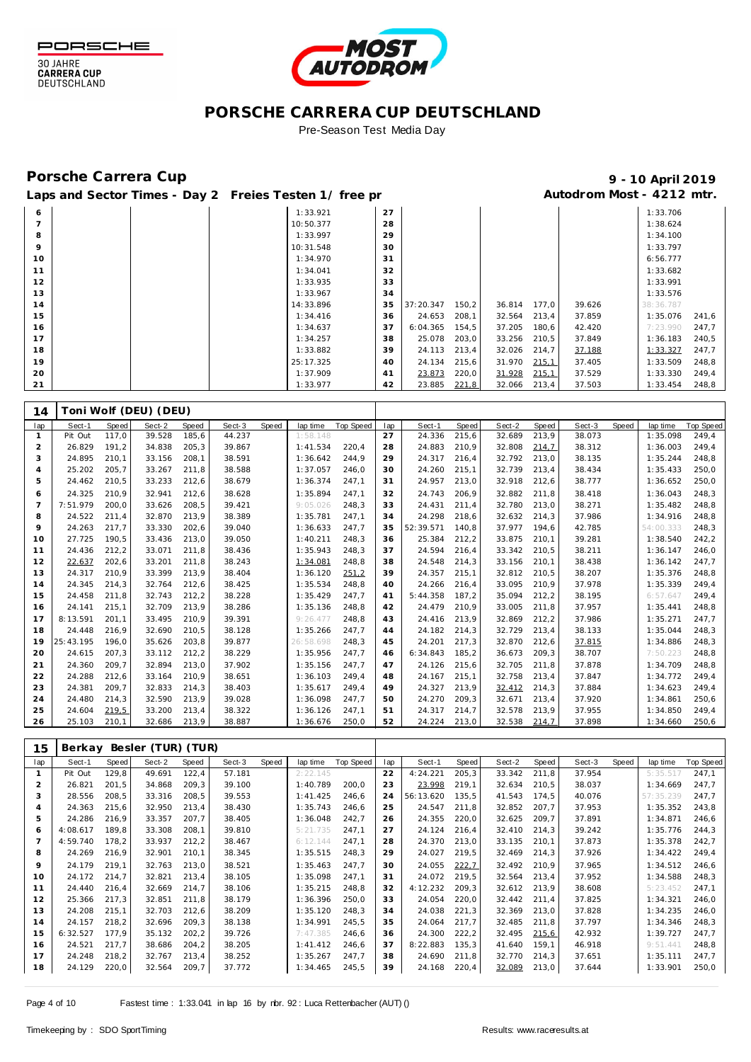# PORSCHE CARRERA CUP DEUTSCHLAND

Pre-Season Test Media Day

## Porsche Carrera Cup

**9 - 10 April 2019**

### Laps and Sector Times - Day 2 Freies Testen 1/ free pr

**Autodrom Most - 4212 mtr.**

| lap | Sect-1 | Speed | Sect-2 | Speed | Sect-3 | Speed | lap time | Top Speed | lap | Sect-1 | Speed | Sect-2 | Speed | Sect-3 | Speed | lap time | Top Speed |
|---|---|---|---|---|---|---|---|---|---|---|---|---|---|---|---|---|---|
| 6 | | | | | | | 1:33.921 | | 27 | | | | | | | 1:33.706 | |
| 7 | | | | | | | 10:50.377 | | 28 | | | | | | | 1:38.624 | |
| 8 | | | | | | | 1:33.997 | | 29 | | | | | | | 1:34.100 | |
| 9 | | | | | | | 10:31.548 | | 30 | | | | | | | 1:33.797 | |
| 10 | | | | | | | 1:34.970 | | 31 | | | | | | | 6:56.777 | |
| 11 | | | | | | | 1:34.041 | | 32 | | | | | | | 1:33.682 | |
| 12 | | | | | | | 1:33.935 | | 33 | | | | | | | 1:33.991 | |
| 13 | | | | | | | 1:33.967 | | 34 | | | | | | | 1:33.576 | |
| 14 | | | | | | | 14:33.896 | | 35 | 37:20.347 | 150,2 | 36.814 | 177,0 | 39.626 | | 38:36.787 | |
| 15 | | | | | | | 1:34.416 | | 36 | 24.653 | 208,1 | 32.564 | 213,4 | 37.859 | | 1:35.076 | 241,6 |
| 16 | | | | | | | 1:34.637 | | 37 | 6:04.365 | 154,5 | 37.205 | 180,6 | 42.420 | | 7:23.990 | 247,7 |
| 17 | | | | | | | 1:34.257 | | 38 | 25.078 | 203,0 | 33.256 | 210,5 | 37.849 | | 1:36.183 | 240,5 |
| 18 | | | | | | | 1:33.882 | | 39 | 24.113 | 213,4 | 32.026 | 214,7 | 37.188 | | 1:33.327 | 247,7 |
| 19 | | | | | | | 25:17.325 | | 40 | 24.134 | 215,6 | 31.970 | 215,1 | 37.405 | | 1:33.509 | 248,8 |
| 20 | | | | | | | 1:37.909 | | 41 | 23.873 | 220,0 | 31.928 | 215,1 | 37.529 | | 1:33.330 | 249,4 |
| 21 | | | | | | | 1:33.977 | | 42 | 23.885 | 221,8 | 32.066 | 213,4 | 37.503 | | 1:33.454 | 248,8 |

### 14 Toni Wolf (DEU) (DEU)

| lap | Sect-1 | Speed | Sect-2 | Speed | Sect-3 | Speed | lap time | Top Speed | lap | Sect-1 | Speed | Sect-2 | Speed | Sect-3 | Speed | lap time | Top Speed |
|---|---|---|---|---|---|---|---|---|---|---|---|---|---|---|---|---|---|
| 1 | Pit Out | 117,0 | 39.528 | 185,6 | 44.237 | | 1:58.148 | | 27 | 24.336 | 215,6 | 32.689 | 213,9 | 38.073 | | 1:35.098 | 249,4 |
| 2 | 26.829 | 191,2 | 34.838 | 205,3 | 39.867 | | 1:41.534 | 220,4 | 28 | 24.883 | 210,9 | 32.808 | 214,7 | 38.312 | | 1:36.003 | 249,4 |
| 3 | 24.895 | 210,1 | 33.156 | 208,1 | 38.591 | | 1:36.642 | 244,9 | 29 | 24.317 | 216,4 | 32.792 | 213,0 | 38.135 | | 1:35.244 | 248,8 |
| 4 | 25.202 | 205,7 | 33.267 | 211,8 | 38.588 | | 1:37.057 | 246,0 | 30 | 24.260 | 215,1 | 32.739 | 213,4 | 38.434 | | 1:35.433 | 250,0 |
| 5 | 24.462 | 210,5 | 33.233 | 212,6 | 38.679 | | 1:36.374 | 247,1 | 31 | 24.957 | 213,0 | 32.918 | 212,6 | 38.777 | | 1:36.652 | 250,0 |
| 6 | 24.325 | 210,9 | 32.941 | 212,6 | 38.628 | | 1:35.894 | 247,1 | 32 | 24.743 | 206,9 | 32.882 | 211,8 | 38.418 | | 1:36.043 | 248,3 |
| 7 | 7:51.979 | 200,0 | 33.626 | 208,5 | 39.421 | | 9:05.026 | 248,3 | 33 | 24.431 | 211,4 | 32.780 | 213,0 | 38.271 | | 1:35.482 | 248,8 |
| 8 | 24.522 | 211,4 | 32.870 | 213,9 | 38.389 | | 1:35.781 | 247,1 | 34 | 24.298 | 218,6 | 32.632 | 214,3 | 37.986 | | 1:34.916 | 248,8 |
| 9 | 24.263 | 217,7 | 33.330 | 202,6 | 39.040 | | 1:36.633 | 247,7 | 35 | 52:39.571 | 140,8 | 37.977 | 194,6 | 42.785 | | 54:00.333 | 248,3 |
| 10 | 27.725 | 190,5 | 33.436 | 213,0 | 39.050 | | 1:40.211 | 248,3 | 36 | 25.384 | 212,2 | 33.875 | 210,1 | 39.281 | | 1:38.540 | 242,2 |
| 11 | 24.436 | 212,2 | 33.071 | 211,8 | 38.436 | | 1:35.943 | 248,3 | 37 | 24.594 | 216,4 | 33.342 | 210,5 | 38.211 | | 1:36.147 | 246,0 |
| 12 | 22.637 | 202,6 | 33.201 | 211,8 | 38.243 | | 1:34.081 | 248,8 | 38 | 24.548 | 214,3 | 33.156 | 210,1 | 38.438 | | 1:36.142 | 247,7 |
| 13 | 24.317 | 210,9 | 33.399 | 213,9 | 38.404 | | 1:36.120 | 251,2 | 39 | 24.357 | 215,1 | 32.812 | 210,5 | 38.207 | | 1:35.376 | 248,8 |
| 14 | 24.345 | 214,3 | 32.764 | 212,6 | 38.425 | | 1:35.534 | 248,8 | 40 | 24.266 | 216,4 | 33.095 | 210,9 | 37.978 | | 1:35.339 | 249,4 |
| 15 | 24.458 | 211,8 | 32.743 | 212,2 | 38.228 | | 1:35.429 | 247,7 | 41 | 5:44.358 | 187,2 | 35.094 | 212,2 | 38.195 | | 6:57.647 | 249,4 |
| 16 | 24.141 | 215,1 | 32.709 | 213,9 | 38.286 | | 1:35.136 | 248,8 | 42 | 24.479 | 210,9 | 33.005 | 211,8 | 37.957 | | 1:35.441 | 248,8 |
| 17 | 8:13.591 | 201,1 | 33.495 | 210,9 | 39.391 | | 9:26.477 | 248,8 | 43 | 24.416 | 213,9 | 32.869 | 212,2 | 37.986 | | 1:35.271 | 247,7 |
| 18 | 24.448 | 216,9 | 32.690 | 210,5 | 38.128 | | 1:35.266 | 247,7 | 44 | 24.182 | 214,3 | 32.729 | 213,4 | 38.133 | | 1:35.044 | 248,3 |
| 19 | 25:43.195 | 196,0 | 35.626 | 203,8 | 39.877 | | 26:58.698 | 248,3 | 45 | 24.201 | 217,3 | 32.870 | 212,6 | 37.815 | | 1:34.886 | 248,3 |
| 20 | 24.615 | 207,3 | 33.112 | 212,2 | 38.229 | | 1:35.956 | 247,7 | 46 | 6:34.843 | 185,2 | 36.673 | 209,3 | 38.707 | | 7:50.223 | 248,8 |
| 21 | 24.360 | 209,7 | 32.894 | 213,0 | 37.902 | | 1:35.156 | 247,7 | 47 | 24.126 | 215,6 | 32.705 | 211,8 | 37.878 | | 1:34.709 | 248,8 |
| 22 | 24.288 | 212,6 | 33.164 | 210,9 | 38.651 | | 1:36.103 | 249,4 | 48 | 24.167 | 215,1 | 32.758 | 213,4 | 37.847 | | 1:34.772 | 249,4 |
| 23 | 24.381 | 209,7 | 32.833 | 214,3 | 38.403 | | 1:35.617 | 249,4 | 49 | 24.327 | 213,9 | 32.412 | 214,3 | 37.884 | | 1:34.623 | 249,4 |
| 24 | 24.480 | 214,3 | 32.590 | 213,9 | 39.028 | | 1:36.098 | 247,7 | 50 | 24.270 | 209,3 | 32.671 | 213,4 | 37.920 | | 1:34.861 | 250,6 |
| 25 | 24.604 | 219,5 | 33.200 | 213,4 | 38.322 | | 1:36.126 | 247,1 | 51 | 24.317 | 214,7 | 32.578 | 213,9 | 37.955 | | 1:34.850 | 249,4 |
| 26 | 25.103 | 210,1 | 32.686 | 213,9 | 38.887 | | 1:36.676 | 250,0 | 52 | 24.224 | 213,0 | 32.538 | 214,7 | 37.898 | | 1:34.660 | 250,6 |

### 15 Berkay Besler (TUR) (TUR)

| lap | Sect-1 | Speed | Sect-2 | Speed | Sect-3 | Speed | lap time | Top Speed | lap | Sect-1 | Speed | Sect-2 | Speed | Sect-3 | Speed | lap time | Top Speed |
|---|---|---|---|---|---|---|---|---|---|---|---|---|---|---|---|---|---|
| 1 | Pit Out | 129,8 | 49.691 | 122,4 | 57.181 | | 2:22.145 | | 22 | 4:24.221 | 205,3 | 33.342 | 211,8 | 37.954 | | 5:35.517 | 247,1 |
| 2 | 26.821 | 201,5 | 34.868 | 209,3 | 39.100 | | 1:40.789 | 200,0 | 23 | 23.998 | 219,1 | 32.634 | 210,5 | 38.037 | | 1:34.669 | 247,7 |
| 3 | 28.556 | 208,5 | 33.316 | 208,5 | 39.553 | | 1:41.425 | 246,6 | 24 | 56:13.620 | 135,5 | 41.543 | 174,5 | 40.076 | | 57:35.239 | 247,7 |
| 4 | 24.363 | 215,6 | 32.950 | 213,4 | 38.430 | | 1:35.743 | 246,6 | 25 | 24.547 | 211,8 | 32.852 | 207,7 | 37.953 | | 1:35.352 | 243,8 |
| 5 | 24.286 | 216,9 | 33.357 | 207,7 | 38.405 | | 1:36.048 | 242,7 | 26 | 24.355 | 220,0 | 32.625 | 209,7 | 37.891 | | 1:34.871 | 246,6 |
| 6 | 4:08.617 | 189,8 | 33.308 | 208,1 | 39.810 | | 5:21.735 | 247,1 | 27 | 24.124 | 216,4 | 32.410 | 214,3 | 39.242 | | 1:35.776 | 244,3 |
| 7 | 4:59.740 | 178,2 | 33.937 | 212,2 | 38.467 | | 6:12.144 | 247,1 | 28 | 24.370 | 213,0 | 33.135 | 210,1 | 37.873 | | 1:35.378 | 242,7 |
| 8 | 24.269 | 216,9 | 32.901 | 210,1 | 38.345 | | 1:35.515 | 248,3 | 29 | 24.027 | 219,5 | 32.469 | 214,3 | 37.926 | | 1:34.422 | 249,4 |
| 9 | 24.179 | 219,1 | 32.763 | 213,0 | 38.521 | | 1:35.463 | 247,7 | 30 | 24.055 | 222,7 | 32.492 | 210,9 | 37.965 | | 1:34.512 | 246,6 |
| 10 | 24.172 | 214,7 | 32.821 | 213,4 | 38.105 | | 1:35.098 | 247,1 | 31 | 24.072 | 219,5 | 32.564 | 213,4 | 37.952 | | 1:34.588 | 248,3 |
| 11 | 24.440 | 216,4 | 32.669 | 214,7 | 38.106 | | 1:35.215 | 248,8 | 32 | 4:12.232 | 209,3 | 32.612 | 213,9 | 38.608 | | 5:23.452 | 247,1 |
| 12 | 25.366 | 217,3 | 32.851 | 211,8 | 38.179 | | 1:36.396 | 250,0 | 33 | 24.054 | 220,0 | 32.442 | 211,4 | 37.825 | | 1:34.321 | 246,0 |
| 13 | 24.208 | 215,1 | 32.703 | 212,6 | 38.209 | | 1:35.120 | 248,3 | 34 | 24.038 | 221,3 | 32.369 | 213,0 | 37.828 | | 1:34.235 | 246,0 |
| 14 | 24.157 | 218,2 | 32.696 | 209,3 | 38.138 | | 1:34.991 | 245,5 | 35 | 24.064 | 217,7 | 32.485 | 211,8 | 37.797 | | 1:34.346 | 248,3 |
| 15 | 6:32.527 | 177,9 | 35.132 | 202,2 | 39.726 | | 7:47.385 | 246,6 | 36 | 24.300 | 222,2 | 32.495 | 215,6 | 42.932 | | 1:39.727 | 247,7 |
| 16 | 24.521 | 217,7 | 38.686 | 204,2 | 38.205 | | 1:41.412 | 246,6 | 37 | 8:22.883 | 135,3 | 41.640 | 159,1 | 46.918 | | 9:51.441 | 248,8 |
| 17 | 24.248 | 218,2 | 32.767 | 213,4 | 38.252 | | 1:35.267 | 247,7 | 38 | 24.690 | 211,8 | 32.770 | 214,3 | 37.651 | | 1:35.111 | 247,7 |
| 18 | 24.129 | 220,0 | 32.564 | 209,7 | 37.772 | | 1:34.465 | 245,5 | 39 | 24.168 | 220,4 | 32.089 | 213,0 | 37.644 | | 1:33.901 | 250,0 |

Fastest time : 1:33.041 in lap 16 by nbr. 92 : Luca Rettenbacher (AUT) ()

Timekeeping by : SDO SportTiming

Results: www.raceresults.at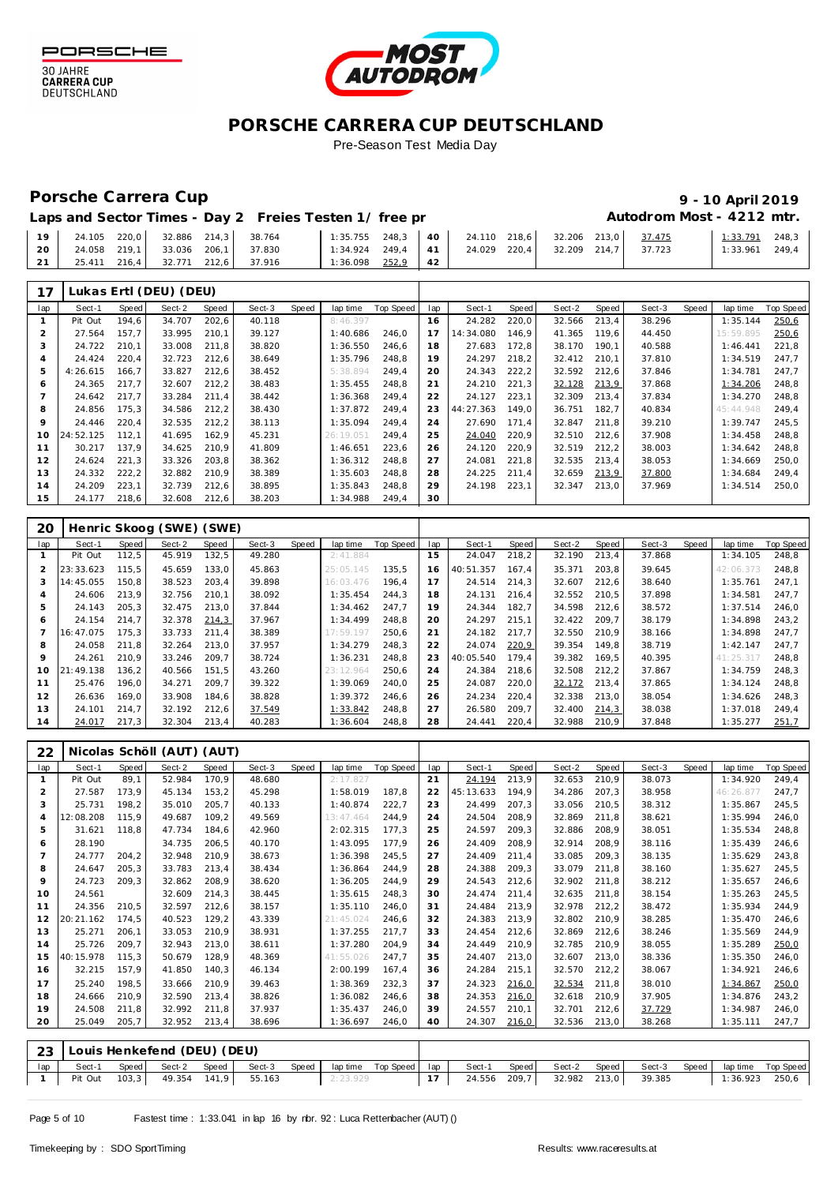# PORSCHE CARRERA CUP DEUTSCHLAND

Pre-Season Test Media Day

## Porsche Carrera Cup

**9 - 10 April 2019**

### Laps and Sector Times - Day 2 Freies Testen 1/ free pr

**Autodrom Most - 4212 mtr.**

| lap | Sect-1 | Speed | Sect-2 | Speed | Sect-3 | Speed | lap time | Top Speed | lap | Sect-1 | Speed | Sect-2 | Speed | Sect-3 | Speed | lap time | Top Speed |
|---|---|---|---|---|---|---|---|---|---|---|---|---|---|---|---|---|---|
| 19 | 24.105 | 220,0 | 32.886 | 214,3 | 38.764 | | 1:35.755 | 248,3 | 40 | 24.110 | 218,6 | 32.206 | 213,0 | 37.475 | | 1:33.791 | 248,3 |
| 20 | 24.058 | 219,1 | 33.036 | 206,1 | 37.830 | | 1:34.924 | 249,4 | 41 | 24.029 | 220,4 | 32.209 | 214,7 | 37.723 | | 1:33.961 | 249,4 |
| 21 | 25.411 | 216,4 | 32.771 | 212,6 | 37.916 | | 1:36.098 | 252,9 | 42 | | | | | | | | |

### 17 Lukas Ertl (DEU) (DEU)

| lap | Sect-1 | Speed | Sect-2 | Speed | Sect-3 | Speed | lap time | Top Speed | lap | Sect-1 | Speed | Sect-2 | Speed | Sect-3 | Speed | lap time | Top Speed |
|---|---|---|---|---|---|---|---|---|---|---|---|---|---|---|---|---|---|
| 1 | Pit Out | 194,6 | 34.707 | 202,6 | 40.118 | | 8:46.397 | | 16 | 24.282 | 220,0 | 32.566 | 213,4 | 38.296 | | 1:35.144 | 250,6 |
| 2 | 27.564 | 157,7 | 33.995 | 210,1 | 39.127 | | 1:40.686 | 246,0 | 17 | 14:34.080 | 146,9 | 41.365 | 119,6 | 44.450 | | 15:59.895 | 250,6 |
| 3 | 24.722 | 210,1 | 33.008 | 211,8 | 38.820 | | 1:36.550 | 246,6 | 18 | 27.683 | 172,8 | 38.170 | 190,1 | 40.588 | | 1:46.441 | 221,8 |
| 4 | 24.424 | 220,4 | 32.723 | 212,6 | 38.649 | | 1:35.796 | 248,8 | 19 | 24.297 | 218,2 | 32.412 | 210,1 | 37.810 | | 1:34.519 | 247,7 |
| 5 | 4:26.615 | 166,7 | 33.827 | 212,6 | 38.452 | | 5:38.894 | 249,4 | 20 | 24.343 | 222,2 | 32.592 | 212,6 | 37.846 | | 1:34.781 | 247,7 |
| 6 | 24.365 | 217,7 | 32.607 | 212,2 | 38.483 | | 1:35.455 | 248,8 | 21 | 24.210 | 221,3 | 32.128 | 213,9 | 37.868 | | 1:34.206 | 248,8 |
| 7 | 24.642 | 217,7 | 33.284 | 211,4 | 38.442 | | 1:36.368 | 249,4 | 22 | 24.127 | 223,1 | 32.309 | 213,4 | 37.834 | | 1:34.270 | 248,8 |
| 8 | 24.856 | 175,3 | 34.586 | 212,2 | 38.430 | | 1:37.872 | 249,4 | 23 | 44:27.363 | 149,0 | 36.751 | 182,7 | 40.834 | | 45:44.948 | 249,4 |
| 9 | 24.446 | 220,4 | 32.535 | 212,2 | 38.113 | | 1:35.094 | 249,4 | 24 | 27.690 | 171,4 | 32.847 | 211,8 | 39.210 | | 1:39.747 | 245,5 |
| 10 | 24:52.125 | 112,1 | 41.695 | 162,9 | 45.231 | | 26:19.051 | 249,4 | 25 | 24.040 | 220,9 | 32.510 | 212,6 | 37.908 | | 1:34.458 | 248,8 |
| 11 | 30.217 | 137,9 | 34.625 | 210,9 | 41.809 | | 1:46.651 | 223,6 | 26 | 24.120 | 220,9 | 32.519 | 212,2 | 38.003 | | 1:34.642 | 248,8 |
| 12 | 24.624 | 221,3 | 33.326 | 203,8 | 38.362 | | 1:36.312 | 248,8 | 27 | 24.081 | 221,8 | 32.535 | 213,4 | 38.053 | | 1:34.669 | 250,0 |
| 13 | 24.332 | 222,2 | 32.882 | 210,9 | 38.389 | | 1:35.603 | 248,8 | 28 | 24.225 | 211,4 | 32.659 | 213,9 | 37.800 | | 1:34.684 | 249,4 |
| 14 | 24.209 | 223,1 | 32.739 | 212,6 | 38.895 | | 1:35.843 | 248,8 | 29 | 24.198 | 223,1 | 32.347 | 213,0 | 37.969 | | 1:34.514 | 250,0 |
| 15 | 24.177 | 218,6 | 32.608 | 212,6 | 38.203 | | 1:34.988 | 249,4 | 30 | | | | | | | | |

### 20 Henric Skoog (SWE) (SWE)

| lap | Sect-1 | Speed | Sect-2 | Speed | Sect-3 | Speed | lap time | Top Speed | lap | Sect-1 | Speed | Sect-2 | Speed | Sect-3 | Speed | lap time | Top Speed |
|---|---|---|---|---|---|---|---|---|---|---|---|---|---|---|---|---|---|
| 1 | Pit Out | 112,5 | 45.919 | 132,5 | 49.280 | | 2:41.884 | | 15 | 24.047 | 218,2 | 32.190 | 213,4 | 37.868 | | 1:34.105 | 248,8 |
| 2 | 23:33.623 | 115,5 | 45.659 | 133,0 | 45.863 | | 25:05.145 | 135,5 | 16 | 40:51.357 | 167,4 | 35.371 | 203,8 | 39.645 | | 42:06.373 | 248,8 |
| 3 | 14:45.055 | 150,8 | 38.523 | 203,4 | 39.898 | | 16:03.476 | 196,4 | 17 | 24.514 | 214,3 | 32.607 | 212,6 | 38.640 | | 1:35.761 | 247,1 |
| 4 | 24.606 | 213,9 | 32.756 | 210,1 | 38.092 | | 1:35.454 | 244,3 | 18 | 24.131 | 216,4 | 32.552 | 210,5 | 37.898 | | 1:34.581 | 247,7 |
| 5 | 24.143 | 205,3 | 32.475 | 213,0 | 37.844 | | 1:34.462 | 247,7 | 19 | 24.344 | 182,7 | 34.598 | 212,6 | 38.572 | | 1:37.514 | 246,0 |
| 6 | 24.154 | 214,7 | 32.378 | 214,3 | 37.967 | | 1:34.499 | 248,8 | 20 | 24.297 | 215,1 | 32.422 | 209,7 | 38.179 | | 1:34.898 | 243,2 |
| 7 | 16:47.075 | 175,3 | 33.733 | 211,4 | 38.389 | | 17:59.197 | 250,6 | 21 | 24.182 | 217,7 | 32.550 | 210,9 | 38.166 | | 1:34.898 | 247,7 |
| 8 | 24.058 | 211,8 | 32.264 | 213,0 | 37.957 | | 1:34.279 | 248,3 | 22 | 24.074 | 220,9 | 39.354 | 149,8 | 38.719 | | 1:42.147 | 247,7 |
| 9 | 24.261 | 210,9 | 33.246 | 209,7 | 38.724 | | 1:36.231 | 248,8 | 23 | 40:05.540 | 179,4 | 39.382 | 169,5 | 40.395 | | 41:25.317 | 248,8 |
| 10 | 21:49.138 | 136,2 | 40.566 | 151,5 | 43.260 | | 23:12.964 | 250,6 | 24 | 24.384 | 218,6 | 32.508 | 212,2 | 37.867 | | 1:34.759 | 248,3 |
| 11 | 25.476 | 196,0 | 34.271 | 209,7 | 39.322 | | 1:39.069 | 240,0 | 25 | 24.087 | 220,0 | 32.172 | 213,4 | 37.865 | | 1:34.124 | 248,8 |
| 12 | 26.636 | 169,0 | 33.908 | 184,6 | 38.828 | | 1:39.372 | 246,6 | 26 | 24.234 | 220,4 | 32.338 | 213,0 | 38.054 | | 1:34.626 | 248,3 |
| 13 | 24.101 | 214,7 | 32.192 | 212,6 | 37.549 | | 1:33.842 | 248,8 | 27 | 26.580 | 209,7 | 32.400 | 214,3 | 38.038 | | 1:37.018 | 249,4 |
| 14 | 24.017 | 217,3 | 32.304 | 213,4 | 40.283 | | 1:36.604 | 248,8 | 28 | 24.441 | 220,4 | 32.988 | 210,9 | 37.848 | | 1:35.277 | 251,7 |

### 22 Nicolas Schöll (AUT) (AUT)

| lap | Sect-1 | Speed | Sect-2 | Speed | Sect-3 | Speed | lap time | Top Speed | lap | Sect-1 | Speed | Sect-2 | Speed | Sect-3 | Speed | lap time | Top Speed |
|---|---|---|---|---|---|---|---|---|---|---|---|---|---|---|---|---|---|
| 1 | Pit Out | 89,1 | 52.984 | 170,9 | 48.680 | | 2:17.827 | | 21 | 24.194 | 213,9 | 32.653 | 210,9 | 38.073 | | 1:34.920 | 249,4 |
| 2 | 27.587 | 173,9 | 45.134 | 153,2 | 45.298 | | 1:58.019 | 187,8 | 22 | 45:13.633 | 194,9 | 34.286 | 207,3 | 38.958 | | 46:26.877 | 247,7 |
| 3 | 25.731 | 198,2 | 35.010 | 205,7 | 40.133 | | 1:40.874 | 222,7 | 23 | 24.499 | 207,3 | 33.056 | 210,5 | 38.312 | | 1:35.867 | 245,5 |
| 4 | 12:08.208 | 115,9 | 49.687 | 109,2 | 49.569 | | 13:47.464 | 244,9 | 24 | 24.504 | 208,9 | 32.869 | 211,8 | 38.621 | | 1:35.994 | 246,0 |
| 5 | 31.621 | 118,8 | 47.734 | 184,6 | 42.960 | | 2:02.315 | 177,3 | 25 | 24.597 | 209,3 | 32.886 | 208,9 | 38.051 | | 1:35.534 | 248,8 |
| 6 | 28.190 | | 34.735 | 206,5 | 40.170 | | 1:43.095 | 177,9 | 26 | 24.409 | 208,9 | 32.914 | 208,9 | 38.116 | | 1:35.439 | 246,6 |
| 7 | 24.777 | 204,2 | 32.948 | 210,9 | 38.673 | | 1:36.398 | 245,5 | 27 | 24.409 | 211,4 | 33.085 | 209,3 | 38.135 | | 1:35.629 | 243,8 |
| 8 | 24.647 | 205,3 | 33.783 | 213,4 | 38.434 | | 1:36.864 | 244,9 | 28 | 24.388 | 209,3 | 33.079 | 211,8 | 38.160 | | 1:35.627 | 245,5 |
| 9 | 24.723 | 209,3 | 32.862 | 208,9 | 38.620 | | 1:36.205 | 244,9 | 29 | 24.543 | 212,6 | 32.902 | 211,8 | 38.212 | | 1:35.657 | 246,6 |
| 10 | 24.561 | | 32.609 | 214,3 | 38.445 | | 1:35.615 | 248,3 | 30 | 24.474 | 211,4 | 32.635 | 211,8 | 38.154 | | 1:35.263 | 245,5 |
| 11 | 24.356 | 210,5 | 32.597 | 212,6 | 38.157 | | 1:35.110 | 246,0 | 31 | 24.484 | 213,9 | 32.978 | 212,2 | 38.472 | | 1:35.934 | 244,9 |
| 12 | 20:21.162 | 174,5 | 40.523 | 129,2 | 43.339 | | 21:45.024 | 246,6 | 32 | 24.383 | 213,9 | 32.802 | 210,9 | 38.285 | | 1:35.470 | 246,6 |
| 13 | 25.271 | 206,1 | 33.053 | 210,9 | 38.931 | | 1:37.255 | 217,7 | 33 | 24.454 | 212,6 | 32.869 | 212,6 | 38.246 | | 1:35.569 | 244,9 |
| 14 | 25.726 | 209,7 | 32.943 | 213,0 | 38.611 | | 1:37.280 | 204,9 | 34 | 24.449 | 210,9 | 32.785 | 210,9 | 38.055 | | 1:35.289 | 250,0 |
| 15 | 40:15.978 | 115,3 | 50.679 | 128,9 | 48.369 | | 41:55.026 | 247,7 | 35 | 24.407 | 213,0 | 32.607 | 213,0 | 38.336 | | 1:35.350 | 246,0 |
| 16 | 32.215 | 157,9 | 41.850 | 140,3 | 46.134 | | 2:00.199 | 167,4 | 36 | 24.284 | 215,1 | 32.570 | 212,2 | 38.067 | | 1:34.921 | 246,6 |
| 17 | 25.240 | 198,5 | 33.666 | 210,9 | 39.463 | | 1:38.369 | 232,3 | 37 | 24.323 | 216,0 | 32.534 | 211,8 | 38.010 | | 1:34.867 | 250,0 |
| 18 | 24.666 | 210,9 | 32.590 | 213,4 | 38.826 | | 1:36.082 | 246,6 | 38 | 24.353 | 216,0 | 32.618 | 210,9 | 37.905 | | 1:34.876 | 243,2 |
| 19 | 24.508 | 211,8 | 32.992 | 211,8 | 37.937 | | 1:35.437 | 246,0 | 39 | 24.557 | 210,1 | 32.701 | 212,6 | 37.729 | | 1:34.987 | 246,0 |
| 20 | 25.049 | 205,7 | 32.952 | 213,4 | 38.696 | | 1:36.697 | 246,0 | 40 | 24.307 | 216,0 | 32.536 | 213,0 | 38.268 | | 1:35.111 | 247,7 |

### 23 Louis Henkefend (DEU) (DEU)

| lap | Sect-1 | Speed | Sect-2 | Speed | Sect-3 | Speed | lap time | Top Speed | lap | Sect-1 | Speed | Sect-2 | Speed | Sect-3 | Speed | lap time | Top Speed |
|---|---|---|---|---|---|---|---|---|---|---|---|---|---|---|---|---|---|
| 1 | Pit Out | 103,3 | 49.354 | 141,9 | 55.163 | | 2:23.929 | | 17 | 24.556 | 209,7 | 32.982 | 213,0 | 39.385 | | 1:36.923 | 250,6 |

Fastest time : 1:33.041 in lap 16 by nbr. 92 : Luca Rettenbacher (AUT) ()

Timekeeping by : SDO SportTiming

Results: www.raceresults.at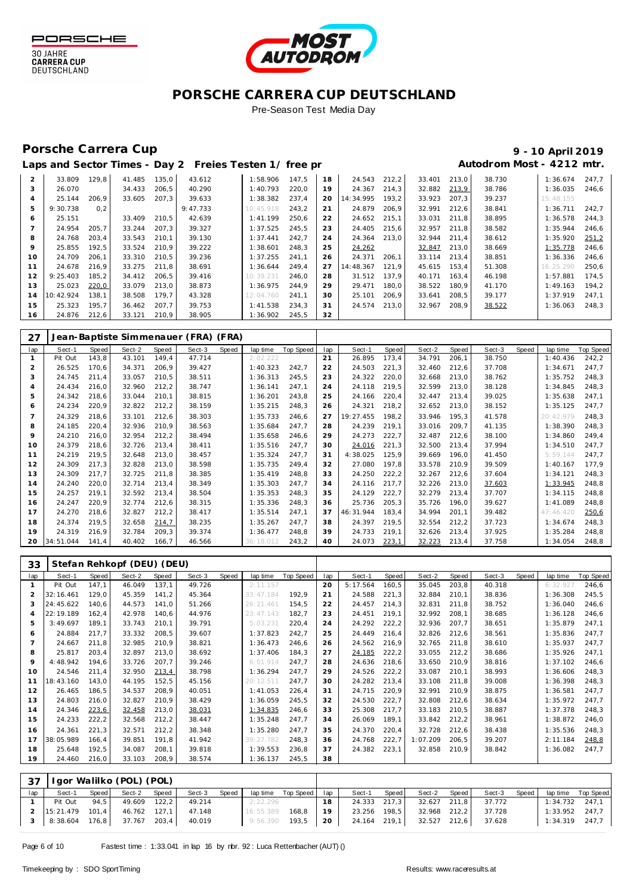# PORSCHE CARRERA CUP DEUTSCHLAND

Pre-Season Test Media Day

## Porsche Carrera Cup

**9 - 10 April 2019**

### Laps and Sector Times - Day 2 Freies Testen 1/ free pr

**Autodrom Most - 4212 mtr.**

| lap | Sect-1 | Speed | Sect-2 | Speed | Sect-3 | Speed | lap time | Top Speed | lap | Sect-1 | Speed | Sect-2 | Speed | Sect-3 | Speed | lap time | Top Speed |
|---|---|---|---|---|---|---|---|---|---|---|---|---|---|---|---|---|---|
| 2 | 33.809 | 129,8 | 41.485 | 135,0 | 43.612 | | 1:58.906 | 147,5 | 18 | 24.543 | 212,2 | 33.401 | 213,0 | 38.730 | | 1:36.674 | 247,7 |
| 3 | 26.070 | | 34.433 | 206,5 | 40.290 | | 1:40.793 | 220,0 | 19 | 24.367 | 214,3 | 32.882 | 213,9 | 38.786 | | 1:36.035 | 246,6 |
| 4 | 25.144 | 206,9 | 33.605 | 207,3 | 39.633 | | 1:38.382 | 237,4 | 20 | 14:34.995 | 193,2 | 33.923 | 207,3 | 39.237 | | 15:48.155 | |
| 5 | 9:30.738 | 0,2 | | | 9:47.733 | | 10:45.918 | 243,2 | 21 | 24.879 | 206,9 | 32.991 | 212,6 | 38.841 | | 1:36.711 | 242,7 |
| 6 | 25.151 | | 33.409 | 210,5 | 42.639 | | 1:41.199 | 250,6 | 22 | 24.652 | 215,1 | 33.031 | 211,8 | 38.895 | | 1:36.578 | 244,3 |
| 7 | 24.954 | 205,7 | 33.244 | 207,3 | 39.327 | | 1:37.525 | 245,5 | 23 | 24.405 | 215,6 | 32.957 | 211,8 | 38.582 | | 1:35.944 | 246,6 |
| 8 | 24.768 | 203,4 | 33.543 | 210,1 | 39.130 | | 1:37.441 | 242,7 | 24 | 24.364 | 213,0 | 32.944 | 211,4 | 38.612 | | 1:35.920 | 251,2 |
| 9 | 25.855 | 192,5 | 33.524 | 210,9 | 39.222 | | 1:38.601 | 248,3 | 25 | 24.262 | | 32.847 | 213,0 | 38.669 | | 1:35.778 | 246,6 |
| 10 | 24.709 | 206,1 | 33.310 | 210,5 | 39.236 | | 1:37.255 | 241,1 | 26 | 24.371 | 206,1 | 33.114 | 213,4 | 38.851 | | 1:36.336 | 246,6 |
| 11 | 24.678 | 216,9 | 33.275 | 211,8 | 38.691 | | 1:36.644 | 249,4 | 27 | 14:48.367 | 121,9 | 45.615 | 153,4 | 51.308 | | 16:25.290 | 250,6 |
| 12 | 9:25.403 | 185,2 | 34.412 | 206,5 | 39.416 | | 10:39.231 | 246,0 | 28 | 31.512 | 137,9 | 40.171 | 163,4 | 46.198 | | 1:57.881 | 174,5 |
| 13 | 25.023 | 220,0 | 33.079 | 213,0 | 38.873 | | 1:36.975 | 244,9 | 29 | 29.471 | 180,0 | 38.522 | 180,9 | 41.170 | | 1:49.163 | 194,2 |
| 14 | 10:42.924 | 138,1 | 38.508 | 179,7 | 43.328 | | 12:04.760 | 241,1 | 30 | 25.101 | 206,9 | 33.641 | 208,5 | 39.177 | | 1:37.919 | 247,1 |
| 15 | 25.323 | 195,7 | 36.462 | 207,7 | 39.753 | | 1:41.538 | 234,3 | 31 | 24.574 | 213,0 | 32.967 | 208,9 | 38.522 | | 1:36.063 | 248,3 |
| 16 | 24.876 | 212,6 | 33.121 | 210,9 | 38.905 | | 1:36.902 | 245,5 | 32 | | | | | | | | |

**27 Jean-Baptiste Simmenauer (FRA) (FRA)**

| lap | Sect-1 | Speed | Sect-2 | Speed | Sect-3 | Speed | lap time | Top Speed | lap | Sect-1 | Speed | Sect-2 | Speed | Sect-3 | Speed | lap time | Top Speed |
|---|---|---|---|---|---|---|---|---|---|---|---|---|---|---|---|---|---|
| 1 | Pit Out | 143,8 | 43.101 | 149,4 | 47.714 | | 2:02.222 | | 21 | 26.895 | 173,4 | 34.791 | 206,1 | 38.750 | | 1:40.436 | 242,2 |
| 2 | 26.525 | 170,6 | 34.371 | 206,9 | 39.427 | | 1:40.323 | 242,7 | 22 | 24.503 | 221,3 | 32.460 | 212,6 | 37.708 | | 1:34.671 | 247,7 |
| 3 | 24.745 | 211,4 | 33.057 | 210,5 | 38.511 | | 1:36.313 | 245,5 | 23 | 24.322 | 220,0 | 32.668 | 213,0 | 38.762 | | 1:35.752 | 248,3 |
| 4 | 24.434 | 216,0 | 32.960 | 212,2 | 38.747 | | 1:36.141 | 247,1 | 24 | 24.118 | 219,5 | 32.599 | 213,0 | 38.128 | | 1:34.845 | 248,3 |
| 5 | 24.342 | 218,6 | 33.044 | 210,1 | 38.815 | | 1:36.201 | 243,8 | 25 | 24.166 | 220,4 | 32.447 | 213,4 | 39.025 | | 1:35.638 | 247,1 |
| 6 | 24.234 | 220,9 | 32.822 | 212,2 | 38.159 | | 1:35.215 | 248,3 | 26 | 24.321 | 218,2 | 32.652 | 213,0 | 38.152 | | 1:35.125 | 247,7 |
| 7 | 24.329 | 218,6 | 33.101 | 212,6 | 38.303 | | 1:35.733 | 246,6 | 27 | 19:27.455 | 198,2 | 33.946 | 195,3 | 41.578 | | 20:42.979 | 248,3 |
| 8 | 24.185 | 220,4 | 32.936 | 210,9 | 38.563 | | 1:35.684 | 247,7 | 28 | 24.239 | 219,1 | 33.016 | 209,7 | 41.135 | | 1:38.390 | 248,3 |
| 9 | 24.210 | 216,0 | 32.954 | 212,2 | 38.494 | | 1:35.658 | 246,6 | 29 | 24.273 | 222,7 | 32.487 | 212,6 | 38.100 | | 1:34.860 | 249,4 |
| 10 | 24.379 | 218,6 | 32.726 | 213,4 | 38.411 | | 1:35.516 | 247,7 | 30 | 24.016 | 221,3 | 32.500 | 213,4 | 37.994 | | 1:34.510 | 247,7 |
| 11 | 24.219 | 219,5 | 32.648 | 213,0 | 38.457 | | 1:35.324 | 247,7 | 31 | 4:38.025 | 125,9 | 39.669 | 196,0 | 41.450 | | 5:59.144 | 247,7 |
| 12 | 24.309 | 217,3 | 32.828 | 213,0 | 38.598 | | 1:35.735 | 249,4 | 32 | 27.080 | 197,8 | 33.578 | 210,9 | 39.509 | | 1:40.167 | 177,9 |
| 13 | 24.309 | 217,7 | 32.725 | 211,8 | 38.385 | | 1:35.419 | 248,8 | 33 | 24.250 | 222,2 | 32.267 | 212,6 | 37.604 | | 1:34.121 | 248,3 |
| 14 | 24.240 | 220,0 | 32.714 | 213,4 | 38.349 | | 1:35.303 | 247,7 | 34 | 24.116 | 217,7 | 32.226 | 213,0 | 37.603 | | 1:33.945 | 248,8 |
| 15 | 24.257 | 219,1 | 32.592 | 213,4 | 38.504 | | 1:35.353 | 248,3 | 35 | 24.129 | 222,7 | 32.279 | 213,4 | 37.707 | | 1:34.115 | 248,8 |
| 16 | 24.247 | 220,9 | 32.774 | 212,6 | 38.315 | | 1:35.336 | 248,3 | 36 | 25.736 | 205,3 | 35.726 | 196,0 | 39.627 | | 1:41.089 | 248,8 |
| 17 | 24.270 | 218,6 | 32.827 | 212,2 | 38.417 | | 1:35.514 | 247,1 | 37 | 46:31.944 | 183,4 | 34.994 | 201,1 | 39.482 | | 47:46.420 | 250,6 |
| 18 | 24.374 | 219,5 | 32.658 | 214,7 | 38.235 | | 1:35.267 | 247,7 | 38 | 24.397 | 219,5 | 32.554 | 212,2 | 37.723 | | 1:34.674 | 248,3 |
| 19 | 24.319 | 216,9 | 32.784 | 209,3 | 39.374 | | 1:36.477 | 248,8 | 39 | 24.733 | 219,1 | 32.626 | 213,4 | 37.925 | | 1:35.284 | 248,8 |
| 20 | 34:51.044 | 141,4 | 40.402 | 166,7 | 46.566 | | 36:18.012 | 243,2 | 40 | 24.073 | 223,1 | 32.223 | 213,4 | 37.758 | | 1:34.054 | 248,8 |

**33 Stefan Rehkopf (DEU) (DEU)**

| lap | Sect-1 | Speed | Sect-2 | Speed | Sect-3 | Speed | lap time | Top Speed | lap | Sect-1 | Speed | Sect-2 | Speed | Sect-3 | Speed | lap time | Top Speed |
|---|---|---|---|---|---|---|---|---|---|---|---|---|---|---|---|---|---|
| 1 | Pit Out | 147,1 | 46.049 | 137,1 | 49.726 | | 2:11.157 | | 20 | 5:17.564 | 160,5 | 35.045 | 203,8 | 40.318 | | 6:32.927 | 246,6 |
| 2 | 32:16.461 | 129,0 | 45.359 | 141,2 | 45.364 | | 33:47.184 | 192,9 | 21 | 24.588 | 221,3 | 32.884 | 210,1 | 38.836 | | 1:36.308 | 245,5 |
| 3 | 24:45.622 | 140,6 | 44.573 | 141,0 | 51.266 | | 26:21.461 | 154,5 | 22 | 24.457 | 214,3 | 32.831 | 211,8 | 38.752 | | 1:36.040 | 246,6 |
| 4 | 22:19.189 | 162,4 | 42.978 | 140,6 | 44.976 | | 23:47.143 | 182,7 | 23 | 24.451 | 219,1 | 32.992 | 208,1 | 38.685 | | 1:36.128 | 246,6 |
| 5 | 3:49.697 | 189,1 | 33.743 | 210,1 | 39.791 | | 5:03.231 | 220,4 | 24 | 24.292 | 222,2 | 32.936 | 207,7 | 38.651 | | 1:35.879 | 247,1 |
| 6 | 24.884 | 217,7 | 33.332 | 208,5 | 39.607 | | 1:37.823 | 242,7 | 25 | 24.449 | 216,4 | 32.826 | 212,6 | 38.561 | | 1:35.836 | 247,7 |
| 7 | 24.667 | 211,8 | 32.985 | 210,9 | 38.821 | | 1:36.473 | 246,6 | 26 | 24.562 | 216,9 | 32.765 | 211,8 | 38.610 | | 1:35.937 | 247,7 |
| 8 | 25.817 | 203,4 | 32.897 | 213,0 | 38.692 | | 1:37.406 | 184,3 | 27 | 24.185 | 222,2 | 33.055 | 212,2 | 38.686 | | 1:35.926 | 247,1 |
| 9 | 4:48.942 | 194,6 | 33.726 | 207,7 | 39.246 | | 6:01.914 | 247,7 | 28 | 24.636 | 218,6 | 33.650 | 210,9 | 38.816 | | 1:37.102 | 246,6 |
| 10 | 24.546 | 211,4 | 32.950 | 213,4 | 38.798 | | 1:36.294 | 247,7 | 29 | 24.526 | 222,2 | 33.087 | 210,1 | 38.993 | | 1:36.606 | 248,3 |
| 11 | 18:43.160 | 143,0 | 44.195 | 152,5 | 45.156 | | 20:12.511 | 247,7 | 30 | 24.282 | 213,4 | 33.108 | 211,8 | 39.008 | | 1:36.398 | 248,3 |
| 12 | 26.465 | 186,5 | 34.537 | 208,9 | 40.051 | | 1:41.053 | 226,4 | 31 | 24.715 | 220,9 | 32.991 | 210,9 | 38.875 | | 1:36.581 | 247,7 |
| 13 | 24.803 | 216,0 | 32.827 | 210,9 | 38.429 | | 1:36.059 | 245,5 | 32 | 24.530 | 222,7 | 32.808 | 212,6 | 38.634 | | 1:35.972 | 247,7 |
| 14 | 24.346 | 223,6 | 32.458 | 213,0 | 38.031 | | 1:34.835 | 246,6 | 33 | 25.308 | 217,7 | 33.183 | 210,5 | 38.887 | | 1:37.378 | 248,3 |
| 15 | 24.233 | 222,2 | 32.568 | 212,2 | 38.447 | | 1:35.248 | 247,7 | 34 | 26.069 | 189,1 | 33.842 | 212,2 | 38.961 | | 1:38.872 | 246,0 |
| 16 | 24.361 | 221,3 | 32.571 | 212,2 | 38.348 | | 1:35.280 | 247,7 | 35 | 24.370 | 220,4 | 32.728 | 212,6 | 38.438 | | 1:35.536 | 248,3 |
| 17 | 38:05.989 | 166,4 | 39.851 | 191,8 | 41.942 | | 39:27.782 | 248,3 | 36 | 24.768 | 222,7 | 1:07.209 | 206,5 | 39.207 | | 2:11.184 | 248,8 |
| 18 | 25.648 | 192,5 | 34.087 | 208,1 | 39.818 | | 1:39.553 | 236,8 | 37 | 24.382 | 223,1 | 32.858 | 210,9 | 38.842 | | 1:36.082 | 247,7 |
| 19 | 24.460 | 216,0 | 33.103 | 208,9 | 38.574 | | 1:36.137 | 245,5 | 38 | | | | | | | | |

**37 Igor Walilko (POL) (POL)**

| lap | Sect-1 | Speed | Sect-2 | Speed | Sect-3 | Speed | lap time | Top Speed | lap | Sect-1 | Speed | Sect-2 | Speed | Sect-3 | Speed | lap time | Top Speed |
|---|---|---|---|---|---|---|---|---|---|---|---|---|---|---|---|---|---|
| 1 | Pit Out | 94,5 | 49.609 | 122,2 | 49.214 | | 2:22.296 | | 18 | 24.333 | 217,3 | 32.627 | 211,8 | 37.772 | | 1:34.732 | 247,1 |
| 2 | 15:21.479 | 101,4 | 46.762 | 127,1 | 47.148 | | 16:55.389 | 168,8 | 19 | 23.256 | 198,5 | 32.968 | 212,2 | 37.728 | | 1:33.952 | 247,7 |
| 3 | 8:38.604 | 176,8 | 37.767 | 203,4 | 40.019 | | 9:56.390 | 193,5 | 20 | 24.164 | 219,1 | 32.527 | 212,6 | 37.628 | | 1:34.319 | 247,7 |

Fastest time : 1:33.041 in lap 16 by nbr. 92 : Luca Rettenbacher (AUT) ()

Timekeeping by : SDO SportTiming

Results: www.raceresults.at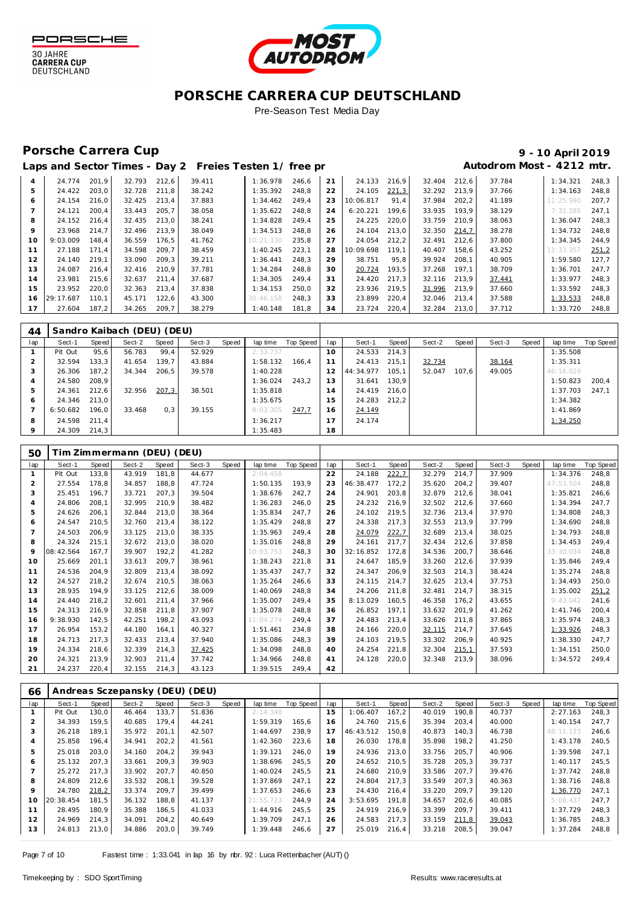# PORSCHE CARRERA CUP DEUTSCHLAND

Pre-Season Test Media Day

## Porsche Carrera Cup

**9 - 10 April 2019**

### Laps and Sector Times - Day 2 Freies Testen 1/ free pr

**Autodrom Most - 4212 mtr.**

| lap | Sect-1 | Speed | Sect-2 | Speed | Sect-3 | Speed | lap time | Top Speed | lap | Sect-1 | Speed | Sect-2 | Speed | Sect-3 | Speed | lap time | Top Speed |
|---|---|---|---|---|---|---|---|---|---|---|---|---|---|---|---|---|---|
| 4 | 24.774 | 201,9 | 32.793 | 212,6 | 39.411 | | 1:36.978 | 246,6 | 21 | 24.133 | 216,9 | 32.404 | 212,6 | 37.784 | | 1:34.321 | 248,3 |
| 5 | 24.422 | 203,0 | 32.728 | 211,8 | 38.242 | | 1:35.392 | 248,8 | 22 | 24.105 | 221,3 | 32.292 | 213,9 | 37.766 | | 1:34.163 | 248,8 |
| 6 | 24.154 | 216,0 | 32.425 | 213,4 | 37.883 | | 1:34.462 | 249,4 | 23 | 10:06.817 | 91,4 | 37.984 | 202,2 | 41.189 | | 11:25.990 | 207,7 |
| 7 | 24.121 | 200,4 | 33.443 | 205,7 | 38.058 | | 1:35.622 | 248,8 | 24 | 6:20.221 | 199,6 | 33.935 | 193,9 | 38.129 | | 7:32.285 | 247,1 |
| 8 | 24.152 | 216,4 | 32.435 | 213,0 | 38.241 | | 1:34.828 | 249,4 | 25 | 24.225 | 220,0 | 33.759 | 210,9 | 38.063 | | 1:36.047 | 248,3 |
| 9 | 23.968 | 214,7 | 32.496 | 213,9 | 38.049 | | 1:34.513 | 248,8 | 26 | 24.104 | 213,0 | 32.350 | 214,7 | 38.278 | | 1:34.732 | 248,8 |
| 10 | 9:03.009 | 148,4 | 36.559 | 176,5 | 41.762 | | 10:21.330 | 235,8 | 27 | 24.054 | 212,2 | 32.491 | 212,6 | 37.800 | | 1:34.345 | 244,9 |
| 11 | 27.188 | 171,4 | 34.598 | 209,7 | 38.459 | | 1:40.245 | 223,1 | 28 | 10:09.698 | 119,1 | 40.407 | 158,6 | 43.252 | | 11:33.357 | 251,2 |
| 12 | 24.140 | 219,1 | 33.090 | 209,3 | 39.211 | | 1:36.441 | 248,3 | 29 | 38.751 | 95,8 | 39.924 | 208,1 | 40.905 | | 1:59.580 | 127,7 |
| 13 | 24.087 | 216,4 | 32.416 | 210,9 | 37.781 | | 1:34.284 | 248,8 | 30 | 20.724 | 193,5 | 37.268 | 197,1 | 38.709 | | 1:36.701 | 247,7 |
| 14 | 23.981 | 215,6 | 32.637 | 211,4 | 37.687 | | 1:34.305 | 249,4 | 31 | 24.420 | 217,3 | 32.116 | 213,9 | 37.441 | | 1:33.977 | 248,3 |
| 15 | 23.952 | 220,0 | 32.363 | 213,4 | 37.838 | | 1:34.153 | 250,0 | 32 | 23.936 | 219,5 | 31.996 | 213,9 | 37.660 | | 1:33.592 | 248,3 |
| 16 | 29:17.687 | 110,1 | 45.171 | 122,6 | 43.300 | | 30:46.158 | 248,3 | 33 | 23.899 | 220,4 | 32.046 | 213,4 | 37.588 | | 1:33.533 | 248,8 |
| 17 | 27.604 | 187,2 | 34.265 | 209,7 | 38.279 | | 1:40.148 | 181,8 | 34 | 23.724 | 220,4 | 32.284 | 213,0 | 37.712 | | 1:33.720 | 248,8 |

| 44 | Sandro Kaibach (DEU) (DEU) | | | | | | | | | | | | | | | | |
|---|---|---|---|---|---|---|---|---|---|---|---|---|---|---|---|---|---|
| lap | Sect-1 | Speed | Sect-2 | Speed | Sect-3 | Speed | lap time | Top Speed | lap | Sect-1 | Speed | Sect-2 | Speed | Sect-3 | Speed | lap time | Top Speed |
| 1 | Pit Out | 95,6 | 56.783 | 99,4 | 52.929 | | 2:33.737 | | 10 | 24.533 | 214,3 | | | | | 1:35.508 | |
| 2 | 32.594 | 133,3 | 41.654 | 139,7 | 43.884 | | 1:58.132 | 166,4 | 11 | 24.413 | 215,1 | 32.734 | | 38.164 | | 1:35.311 | |
| 3 | 26.306 | 187,2 | 34.344 | 206,5 | 39.578 | | 1:40.228 | | 12 | 44:34.977 | 105,1 | 52.047 | 107,6 | 49.005 | | 46:16.029 | |
| 4 | 24.580 | 208,9 | | | | | 1:36.024 | 243,2 | 13 | 31.641 | 130,9 | | | | | 1:50.823 | 200,4 |
| 5 | 24.361 | 212,6 | 32.956 | 207,3 | 38.501 | | 1:35.818 | | 14 | 24.419 | 216,0 | | | | | 1:37.703 | 247,1 |
| 6 | 24.346 | 213,0 | | | | | 1:35.675 | | 15 | 24.283 | 212,2 | | | | | 1:34.382 | |
| 7 | 6:50.682 | 196,0 | 33.468 | 0,3 | 39.155 | | 8:03.305 | 247,7 | 16 | 24.149 | | | | | | 1:41.869 | |
| 8 | 24.598 | 211,4 | | | | | 1:36.217 | | 17 | 24.174 | | | | | | 1:34.250 | |
| 9 | 24.309 | 214,3 | | | | | 1:35.483 | | 18 | | | | | | | | |

| 50 | Tim Zimmermann (DEU) (DEU) | | | | | | | | | | | | | | | | |
|---|---|---|---|---|---|---|---|---|---|---|---|---|---|---|---|---|---|
| lap | Sect-1 | Speed | Sect-2 | Speed | Sect-3 | Speed | lap time | Top Speed | lap | Sect-1 | Speed | Sect-2 | Speed | Sect-3 | Speed | lap time | Top Speed |
| 1 | Pit Out | 133,8 | 43.919 | 181,8 | 44.677 | | 2:04.458 | | 22 | 24.188 | 222,7 | 32.279 | 214,7 | 37.909 | | 1:34.376 | 248,8 |
| 2 | 27.554 | 178,8 | 34.857 | 188,8 | 47.724 | | 1:50.135 | 193,9 | 23 | 46:38.477 | 172,2 | 35.620 | 204,2 | 39.407 | | 47:53.504 | 248,8 |
| 3 | 25.451 | 196,7 | 33.721 | 207,3 | 39.504 | | 1:38.676 | 242,7 | 24 | 24.901 | 203,8 | 32.879 | 212,6 | 38.041 | | 1:35.821 | 246,6 |
| 4 | 24.806 | 208,1 | 32.995 | 210,9 | 38.482 | | 1:36.283 | 246,0 | 25 | 24.232 | 216,9 | 32.502 | 212,6 | 37.660 | | 1:34.394 | 247,7 |
| 5 | 24.626 | 206,1 | 32.844 | 213,0 | 38.364 | | 1:35.834 | 247,7 | 26 | 24.102 | 219,5 | 32.736 | 213,4 | 37.970 | | 1:34.808 | 248,3 |
| 6 | 24.547 | 210,5 | 32.760 | 213,4 | 38.122 | | 1:35.429 | 248,8 | 27 | 24.338 | 217,3 | 32.553 | 213,9 | 37.799 | | 1:34.690 | 248,8 |
| 7 | 24.503 | 206,9 | 33.125 | 213,0 | 38.335 | | 1:35.963 | 249,4 | 28 | 24.079 | 222,7 | 32.689 | 213,4 | 38.025 | | 1:34.793 | 248,8 |
| 8 | 24.324 | 215,1 | 32.672 | 213,0 | 38.020 | | 1:35.016 | 248,8 | 29 | 24.161 | 217,7 | 32.434 | 212,6 | 37.858 | | 1:34.453 | 249,4 |
| 9 | 08:42.564 | 167,7 | 39.907 | 192,2 | 41.282 | | 10:03.753 | 248,3 | 30 | 32:16.852 | 172,8 | 34.536 | 200,7 | 38.646 | | 33:30.034 | 248,8 |
| 10 | 25.669 | 201,1 | 33.613 | 209,7 | 38.961 | | 1:38.243 | 221,8 | 31 | 24.647 | 185,9 | 33.260 | 212,6 | 37.939 | | 1:35.846 | 249,4 |
| 11 | 24.536 | 204,9 | 32.809 | 213,4 | 38.092 | | 1:35.437 | 247,7 | 32 | 24.347 | 206,9 | 32.503 | 214,3 | 38.424 | | 1:35.274 | 248,8 |
| 12 | 24.527 | 218,2 | 32.674 | 210,5 | 38.063 | | 1:35.264 | 246,6 | 33 | 24.115 | 214,7 | 32.625 | 213,4 | 37.753 | | 1:34.493 | 250,0 |
| 13 | 28.935 | 194,9 | 33.125 | 212,6 | 38.009 | | 1:40.069 | 248,8 | 34 | 24.206 | 211,8 | 32.481 | 214,7 | 38.315 | | 1:35.002 | 251,2 |
| 14 | 24.440 | 218,2 | 32.601 | 211,4 | 37.966 | | 1:35.007 | 249,4 | 35 | 8:13.029 | 160,5 | 46.358 | 176,2 | 43.655 | | 9:43.042 | 241,6 |
| 15 | 24.313 | 216,9 | 32.858 | 211,8 | 37.907 | | 1:35.078 | 248,8 | 36 | 26.852 | 197,1 | 33.632 | 201,9 | 41.262 | | 1:41.746 | 200,4 |
| 16 | 9:38.930 | 142,5 | 42.251 | 198,2 | 43.093 | | 11:04.274 | 249,4 | 37 | 24.483 | 213,4 | 33.626 | 211,8 | 37.865 | | 1:35.974 | 248,3 |
| 17 | 26.954 | 153,2 | 44.180 | 164,1 | 40.327 | | 1:51.461 | 234,8 | 38 | 24.166 | 220,0 | 32.115 | 214,7 | 37.645 | | 1:33.926 | 248,3 |
| 18 | 24.713 | 217,3 | 32.433 | 213,4 | 37.940 | | 1:35.086 | 248,3 | 39 | 24.103 | 219,5 | 33.302 | 206,9 | 40.925 | | 1:38.330 | 247,7 |
| 19 | 24.334 | 218,6 | 32.339 | 214,3 | 37.425 | | 1:34.098 | 248,8 | 40 | 24.254 | 221,8 | 32.304 | 215,1 | 37.593 | | 1:34.151 | 250,0 |
| 20 | 24.321 | 213,9 | 32.903 | 211,4 | 37.742 | | 1:34.966 | 248,8 | 41 | 24.128 | 220,0 | 32.348 | 213,9 | 38.096 | | 1:34.572 | 249,4 |
| 21 | 24.237 | 220,4 | 32.155 | 214,3 | 43.123 | | 1:39.515 | 249,4 | 42 | | | | | | | | |

| 66 | Andreas Sczepansky (DEU) (DEU) | | | | | | | | | | | | | | | | |
|---|---|---|---|---|---|---|---|---|---|---|---|---|---|---|---|---|---|
| lap | Sect-1 | Speed | Sect-2 | Speed | Sect-3 | Speed | lap time | Top Speed | lap | Sect-1 | Speed | Sect-2 | Speed | Sect-3 | Speed | lap time | Top Speed |
| 1 | Pit Out | 130,0 | 46.464 | 133,7 | 51.836 | | 2:14.348 | | 15 | 1:06.407 | 167,2 | 40.019 | 190,8 | 40.737 | | 2:27.163 | 248,3 |
| 2 | 34.393 | 159,5 | 40.685 | 179,4 | 44.241 | | 1:59.319 | 165,6 | 16 | 24.760 | 215,6 | 35.394 | 203,4 | 40.000 | | 1:40.154 | 247,7 |
| 3 | 26.218 | 189,1 | 35.972 | 201,1 | 42.507 | | 1:44.697 | 238,9 | 17 | 46:43.512 | 150,8 | 40.873 | 140,3 | 46.738 | | 48:11.123 | 246,6 |
| 4 | 25.858 | 196,4 | 34.941 | 202,2 | 41.561 | | 1:42.360 | 223,6 | 18 | 26.030 | 178,8 | 35.898 | 198,2 | 41.250 | | 1:43.178 | 240,5 |
| 5 | 25.018 | 203,0 | 34.160 | 204,2 | 39.943 | | 1:39.121 | 246,0 | 19 | 24.936 | 213,0 | 33.756 | 205,7 | 40.906 | | 1:39.598 | 247,1 |
| 6 | 25.132 | 207,3 | 33.661 | 209,3 | 39.903 | | 1:38.696 | 245,5 | 20 | 24.652 | 210,5 | 35.728 | 205,3 | 39.737 | | 1:40.117 | 245,5 |
| 7 | 25.272 | 217,3 | 33.902 | 207,7 | 40.850 | | 1:40.024 | 245,5 | 21 | 24.680 | 210,9 | 33.586 | 207,7 | 39.476 | | 1:37.742 | 248,8 |
| 8 | 24.809 | 212,6 | 33.532 | 208,1 | 39.528 | | 1:37.869 | 247,1 | 22 | 24.804 | 217,3 | 33.549 | 207,3 | 40.363 | | 1:38.716 | 248,8 |
| 9 | 24.780 | 218,2 | 33.374 | 209,7 | 39.499 | | 1:37.653 | 246,6 | 23 | 24.430 | 216,4 | 33.220 | 209,7 | 39.120 | | 1:36.770 | 247,1 |
| 10 | 20:38.454 | 181,5 | 36.132 | 188,8 | 41.137 | | 21:55.723 | 244,9 | 24 | 3:53.695 | 191,8 | 34.657 | 202,6 | 40.085 | | 5:08.437 | 247,7 |
| 11 | 28.495 | 180,9 | 35.388 | 186,5 | 41.033 | | 1:44.916 | 245,5 | 25 | 24.919 | 216,9 | 33.399 | 209,7 | 39.411 | | 1:37.729 | 248,3 |
| 12 | 24.969 | 214,3 | 34.091 | 204,2 | 40.649 | | 1:39.709 | 247,1 | 26 | 24.583 | 217,3 | 33.159 | 211,8 | 39.043 | | 1:36.785 | 248,3 |
| 13 | 24.813 | 213,0 | 34.886 | 203,0 | 39.749 | | 1:39.448 | 246,6 | 27 | 25.019 | 216,4 | 33.218 | 208,5 | 39.047 | | 1:37.284 | 248,8 |

Fastest time : 1:33.041 in lap 16 by nbr. 92 : Luca Rettenbacher (AUT) ()

Timekeeping by : SDO SportTiming

Results: www.raceresults.at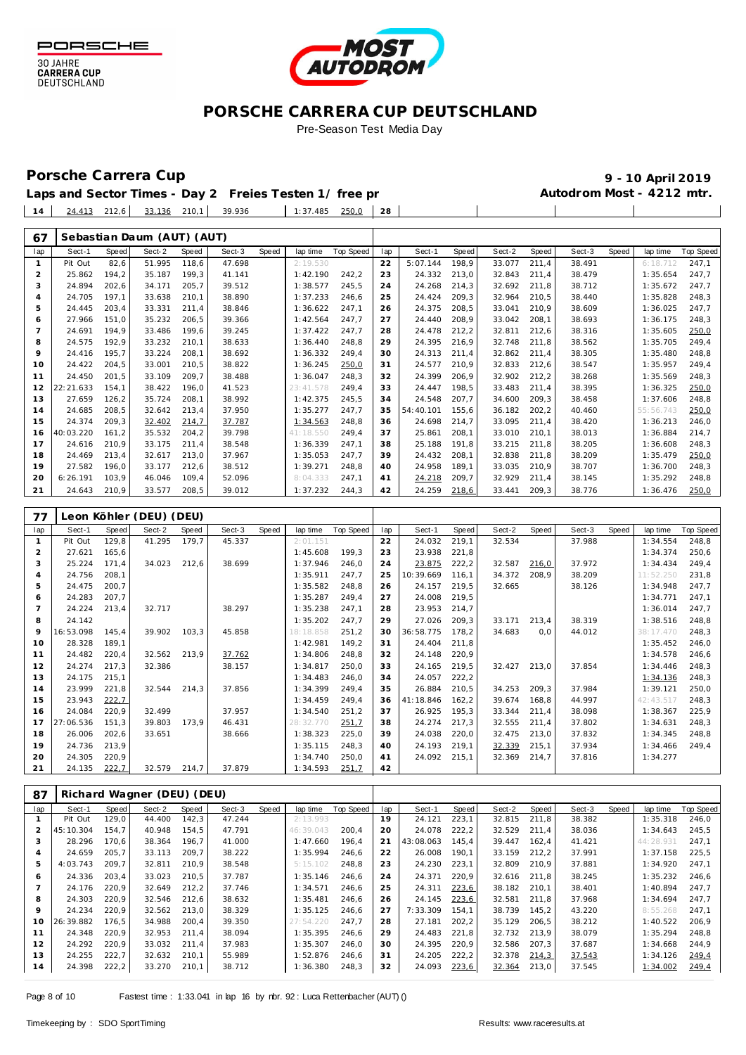# PORSCHE CARRERA CUP DEUTSCHLAND

Pre-Season Test Media Day

## Porsche Carrera Cup

**9 - 10 April 2019**

**Laps and Sector Times - Day 2 Freies Testen 1/ free pr**

**Autodrom Most - 4212 mtr.**

| 14 | 24.413 | 212,6 | 33.136 | 210,1 | 39.936 | | 1:37.485 | 250,0 | 28 | | | | | | | | |
|---|---|---|---|---|---|---|---|---|---|---|---|---|---|---|---|---|---|

### 67 Sebastian Daum (AUT) (AUT)

| lap | Sect-1 | Speed | Sect-2 | Speed | Sect-3 | Speed | lap time | Top Speed | lap | Sect-1 | Speed | Sect-2 | Speed | Sect-3 | Speed | lap time | Top Speed |
|---|---|---|---|---|---|---|---|---|---|---|---|---|---|---|---|---|---|
| 1 | Pit Out | 82,6 | 51.995 | 118,6 | 47.698 | | 2:19.530 | | 22 | 5:07.144 | 198,9 | 33.077 | 211,4 | 38.491 | | 6:18.712 | 247,1 |
| 2 | 25.862 | 194,2 | 35.187 | 199,3 | 41.141 | | 1:42.190 | 242,2 | 23 | 24.332 | 213,0 | 32.843 | 211,4 | 38.479 | | 1:35.654 | 247,7 |
| 3 | 24.894 | 202,6 | 34.171 | 205,7 | 39.512 | | 1:38.577 | 245,5 | 24 | 24.268 | 214,3 | 32.692 | 211,8 | 38.712 | | 1:35.672 | 247,7 |
| 4 | 24.705 | 197,1 | 33.638 | 210,1 | 38.890 | | 1:37.233 | 246,6 | 25 | 24.424 | 209,3 | 32.964 | 210,5 | 38.440 | | 1:35.828 | 248,3 |
| 5 | 24.445 | 203,4 | 33.331 | 211,4 | 38.846 | | 1:36.622 | 247,1 | 26 | 24.375 | 208,5 | 33.041 | 210,9 | 38.609 | | 1:36.025 | 247,7 |
| 6 | 27.966 | 151,0 | 35.232 | 206,5 | 39.366 | | 1:42.564 | 247,7 | 27 | 24.440 | 208,9 | 33.042 | 208,1 | 38.693 | | 1:36.175 | 248,3 |
| 7 | 24.691 | 194,9 | 33.486 | 199,6 | 39.245 | | 1:37.422 | 247,7 | 28 | 24.478 | 212,2 | 32.811 | 212,6 | 38.316 | | 1:35.605 | 250,0 |
| 8 | 24.575 | 192,9 | 33.232 | 210,1 | 38.633 | | 1:36.440 | 248,8 | 29 | 24.395 | 216,9 | 32.748 | 211,8 | 38.562 | | 1:35.705 | 249,4 |
| 9 | 24.416 | 195,7 | 33.224 | 208,1 | 38.692 | | 1:36.332 | 249,4 | 30 | 24.313 | 211,4 | 32.862 | 211,4 | 38.305 | | 1:35.480 | 248,8 |
| 10 | 24.422 | 204,5 | 33.001 | 210,5 | 38.822 | | 1:36.245 | 250,0 | 31 | 24.577 | 210,9 | 32.833 | 212,6 | 38.547 | | 1:35.957 | 249,4 |
| 11 | 24.450 | 201,5 | 33.109 | 209,7 | 38.488 | | 1:36.047 | 248,3 | 32 | 24.399 | 206,9 | 32.902 | 212,2 | 38.268 | | 1:35.569 | 248,3 |
| 12 | 22:21.633 | 154,1 | 38.422 | 196,0 | 41.523 | | 23:41.578 | 249,4 | 33 | 24.447 | 198,5 | 33.483 | 211,4 | 38.395 | | 1:36.325 | 250,0 |
| 13 | 27.659 | 126,2 | 35.724 | 208,1 | 38.992 | | 1:42.375 | 245,5 | 34 | 24.548 | 207,7 | 34.600 | 209,3 | 38.458 | | 1:37.606 | 248,8 |
| 14 | 24.685 | 208,5 | 32.642 | 213,4 | 37.950 | | 1:35.277 | 247,7 | 35 | 54:40.101 | 155,6 | 36.182 | 202,2 | 40.460 | | 55:56.743 | 250,0 |
| 15 | 24.374 | 209,3 | 32.402 | 214,7 | 37.787 | | 1:34.563 | 248,8 | 36 | 24.698 | 214,7 | 33.095 | 211,4 | 38.420 | | 1:36.213 | 246,0 |
| 16 | 40:03.220 | 161,2 | 35.532 | 204,2 | 39.798 | | 41:18.550 | 249,4 | 37 | 25.861 | 208,1 | 33.010 | 210,1 | 38.013 | | 1:36.884 | 214,7 |
| 17 | 24.616 | 210,9 | 33.175 | 211,4 | 38.548 | | 1:36.339 | 247,1 | 38 | 25.188 | 191,8 | 33.215 | 211,8 | 38.205 | | 1:36.608 | 248,3 |
| 18 | 24.469 | 213,4 | 32.617 | 213,0 | 37.967 | | 1:35.053 | 247,7 | 39 | 24.432 | 208,1 | 32.838 | 211,8 | 38.209 | | 1:35.479 | 250,0 |
| 19 | 27.582 | 196,0 | 33.177 | 212,6 | 38.512 | | 1:39.271 | 248,8 | 40 | 24.958 | 189,1 | 33.035 | 210,9 | 38.707 | | 1:36.700 | 248,3 |
| 20 | 6:26.191 | 103,9 | 46.046 | 109,4 | 52.096 | | 8:04.333 | 247,1 | 41 | 24.218 | 209,7 | 32.929 | 211,4 | 38.145 | | 1:35.292 | 248,8 |
| 21 | 24.643 | 210,9 | 33.577 | 208,5 | 39.012 | | 1:37.232 | 244,3 | 42 | 24.259 | 218,6 | 33.441 | 209,3 | 38.776 | | 1:36.476 | 250,0 |

### 77 Leon Köhler (DEU) (DEU)

| lap | Sect-1 | Speed | Sect-2 | Speed | Sect-3 | Speed | lap time | Top Speed | lap | Sect-1 | Speed | Sect-2 | Speed | Sect-3 | Speed | lap time | Top Speed |
|---|---|---|---|---|---|---|---|---|---|---|---|---|---|---|---|---|---|
| 1 | Pit Out | 129,8 | 41.295 | 179,7 | 45.337 | | 2:01.151 | | 22 | 24.032 | 219,1 | 32.534 | | 37.988 | | 1:34.554 | 248,8 |
| 2 | 27.621 | 165,6 | | | | | 1:45.608 | 199,3 | 23 | 23.938 | 221,8 | | | | | 1:34.374 | 250,6 |
| 3 | 25.224 | 171,4 | 34.023 | 212,6 | 38.699 | | 1:37.946 | 246,0 | 24 | 23.875 | 222,2 | 32.587 | 216,0 | 37.972 | | 1:34.434 | 249,4 |
| 4 | 24.756 | 208,1 | | | | | 1:35.911 | 247,7 | 25 | 10:39.669 | 116,1 | 34.372 | 208,9 | 38.209 | | 11:52.250 | 231,8 |
| 5 | 24.475 | 200,7 | | | | | 1:35.582 | 248,8 | 26 | 24.157 | 219,5 | 32.665 | | 38.126 | | 1:34.948 | 247,7 |
| 6 | 24.283 | 207,7 | | | | | 1:35.287 | 249,4 | 27 | 24.008 | 219,5 | | | | | 1:34.771 | 247,1 |
| 7 | 24.224 | 213,4 | 32.717 | | 38.297 | | 1:35.238 | 247,1 | 28 | 23.953 | 214,7 | | | | | 1:36.014 | 247,7 |
| 8 | 24.142 | | | | | | 1:35.202 | 247,7 | 29 | 27.026 | 209,3 | 33.171 | 213,4 | 38.319 | | 1:38.516 | 248,8 |
| 9 | 16:53.098 | 145,4 | 39.902 | 103,3 | 45.858 | | 18:18.858 | 251,2 | 30 | 36:58.775 | 178,2 | 34.683 | 0,0 | 44.012 | | 38:17.470 | 248,3 |
| 10 | 28.328 | 189,1 | | | | | 1:42.981 | 149,2 | 31 | 24.404 | 211,8 | | | | | 1:35.452 | 246,0 |
| 11 | 24.482 | 220,4 | 32.562 | 213,9 | 37.762 | | 1:34.806 | 248,8 | 32 | 24.148 | 220,9 | | | | | 1:34.578 | 246,6 |
| 12 | 24.274 | 217,3 | 32.386 | | 38.157 | | 1:34.817 | 250,0 | 33 | 24.165 | 219,5 | 32.427 | 213,0 | 37.854 | | 1:34.446 | 248,3 |
| 13 | 24.175 | 215,1 | | | | | 1:34.483 | 246,0 | 34 | 24.057 | 222,2 | | | | | 1:34.136 | 248,3 |
| 14 | 23.999 | 221,8 | 32.544 | 214,3 | 37.856 | | 1:34.399 | 249,4 | 35 | 26.884 | 210,5 | 34.253 | 209,3 | 37.984 | | 1:39.121 | 250,0 |
| 15 | 23.943 | 222,7 | | | | | 1:34.459 | 249,4 | 36 | 41:18.846 | 162,2 | 39.674 | 168,8 | 44.997 | | 42:43.517 | 248,3 |
| 16 | 24.084 | 220,9 | 32.499 | | 37.957 | | 1:34.540 | 251,2 | 37 | 26.925 | 195,3 | 33.344 | 211,4 | 38.098 | | 1:38.367 | 225,9 |
| 17 | 27:06.536 | 151,3 | 39.803 | 173,9 | 46.431 | | 28:32.770 | 251,7 | 38 | 24.274 | 217,3 | 32.555 | 211,4 | 37.802 | | 1:34.631 | 248,3 |
| 18 | 26.006 | 202,6 | 33.651 | | 38.666 | | 1:38.323 | 225,0 | 39 | 24.038 | 220,0 | 32.475 | 213,0 | 37.832 | | 1:34.345 | 248,8 |
| 19 | 24.736 | 213,9 | | | | | 1:35.115 | 248,3 | 40 | 24.193 | 219,1 | 32.339 | 215,1 | 37.934 | | 1:34.466 | 249,4 |
| 20 | 24.305 | 220,9 | | | | | 1:34.740 | 250,0 | 41 | 24.092 | 215,1 | 32.369 | 214,7 | 37.816 | | 1:34.277 | |
| 21 | 24.135 | 222,7 | 32.579 | 214,7 | 37.879 | | 1:34.593 | 251,7 | 42 | | | | | | | | |

### 87 Richard Wagner (DEU) (DEU)

| lap | Sect-1 | Speed | Sect-2 | Speed | Sect-3 | Speed | lap time | Top Speed | lap | Sect-1 | Speed | Sect-2 | Speed | Sect-3 | Speed | lap time | Top Speed |
|---|---|---|---|---|---|---|---|---|---|---|---|---|---|---|---|---|---|
| 1 | Pit Out | 129,0 | 44.400 | 142,3 | 47.244 | | 2:13.993 | | 19 | 24.121 | 223,1 | 32.815 | 211,8 | 38.382 | | 1:35.318 | 246,0 |
| 2 | 45:10.304 | 154,7 | 40.948 | 154,5 | 47.791 | | 46:39.043 | 200,4 | 20 | 24.078 | 222,2 | 32.529 | 211,4 | 38.036 | | 1:34.643 | 245,5 |
| 3 | 28.296 | 170,6 | 38.364 | 196,7 | 41.000 | | 1:47.660 | 196,4 | 21 | 43:08.063 | 145,4 | 39.447 | 162,4 | 41.421 | | 44:28.931 | 247,1 |
| 4 | 24.659 | 205,7 | 33.113 | 209,7 | 38.222 | | 1:35.994 | 246,6 | 22 | 26.008 | 190,1 | 33.159 | 212,2 | 37.991 | | 1:37.158 | 225,5 |
| 5 | 4:03.743 | 209,7 | 32.811 | 210,9 | 38.548 | | 5:15.102 | 248,8 | 23 | 24.230 | 223,1 | 32.809 | 210,9 | 37.881 | | 1:34.920 | 247,1 |
| 6 | 24.336 | 203,4 | 33.023 | 210,5 | 37.787 | | 1:35.146 | 246,6 | 24 | 24.371 | 220,9 | 32.616 | 211,8 | 38.245 | | 1:35.232 | 246,6 |
| 7 | 24.176 | 220,9 | 32.649 | 212,2 | 37.746 | | 1:34.571 | 246,6 | 25 | 24.311 | 223,6 | 38.182 | 210,1 | 38.401 | | 1:40.894 | 247,7 |
| 8 | 24.303 | 220,9 | 32.546 | 212,6 | 38.632 | | 1:35.481 | 246,6 | 26 | 24.145 | 223,6 | 32.581 | 211,8 | 37.968 | | 1:34.694 | 247,7 |
| 9 | 24.234 | 220,9 | 32.562 | 213,0 | 38.329 | | 1:35.125 | 246,6 | 27 | 7:33.309 | 154,1 | 38.739 | 145,2 | 43.220 | | 8:55.268 | 247,1 |
| 10 | 26:39.882 | 176,5 | 34.988 | 200,4 | 39.350 | | 27:54.220 | 247,7 | 28 | 27.181 | 202,2 | 35.129 | 206,5 | 38.212 | | 1:40.522 | 206,9 |
| 11 | 24.348 | 220,9 | 32.953 | 211,4 | 38.094 | | 1:35.395 | 246,6 | 29 | 24.483 | 221,8 | 32.732 | 213,9 | 38.079 | | 1:35.294 | 248,8 |
| 12 | 24.292 | 220,9 | 33.032 | 211,4 | 37.983 | | 1:35.307 | 246,0 | 30 | 24.395 | 220,9 | 32.586 | 207,3 | 37.687 | | 1:34.668 | 244,9 |
| 13 | 24.255 | 222,7 | 32.632 | 210,1 | 55.989 | | 1:52.876 | 246,6 | 31 | 24.205 | 222,2 | 32.378 | 214,3 | 37.543 | | 1:34.126 | 249,4 |
| 14 | 24.398 | 222,2 | 33.270 | 210,1 | 38.712 | | 1:36.380 | 248,3 | 32 | 24.093 | 223,6 | 32.364 | 213,0 | 37.545 | | 1:34.002 | 249,4 |

Fastest time : 1:33.041 in lap 16 by nbr. 92 : Luca Rettenbacher (AUT) ()

Timekeeping by : SDO SportTiming

Results: www.raceresults.at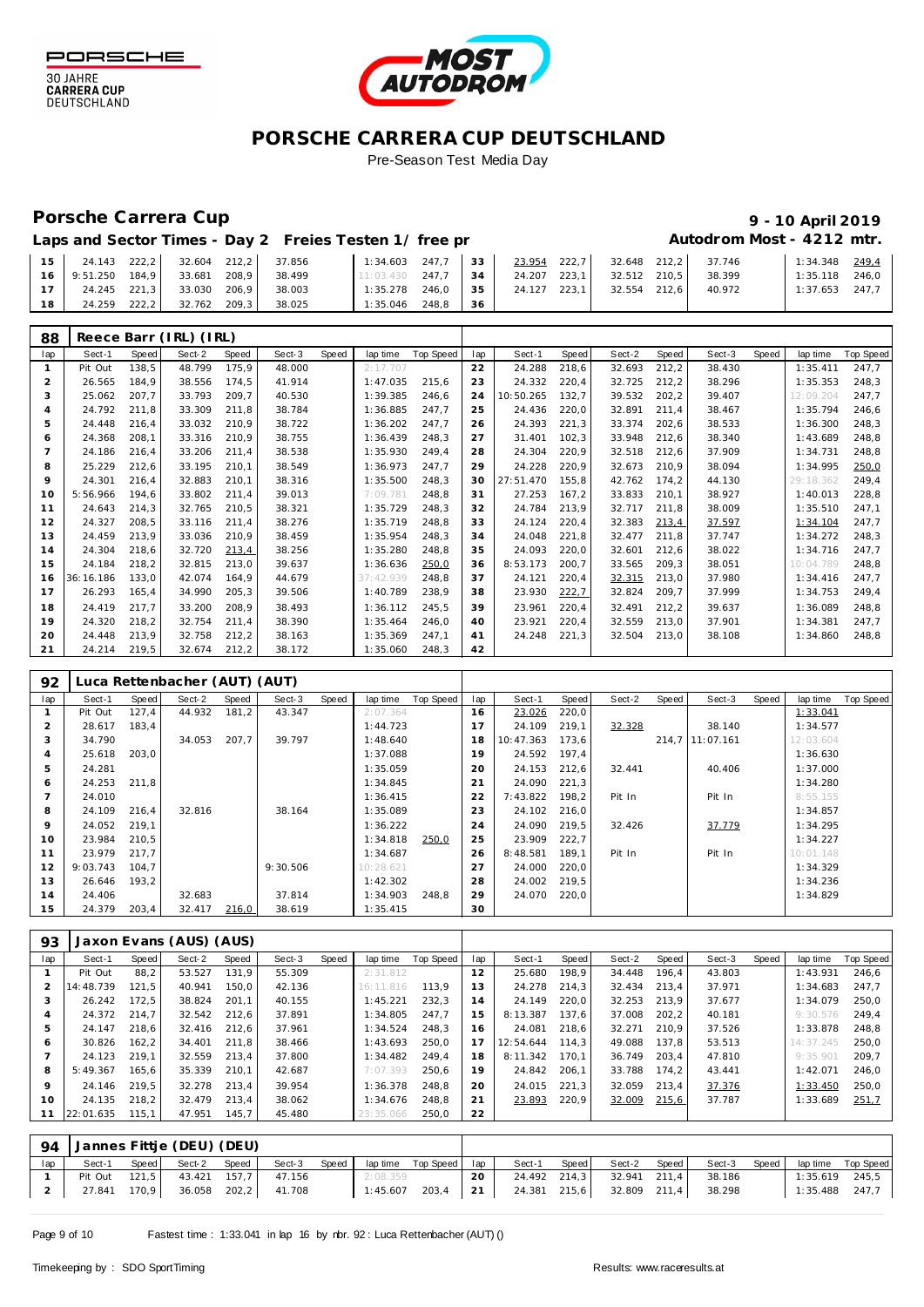# PORSCHE CARRERA CUP DEUTSCHLAND

Pre-Season Test Media Day

## Porsche Carrera Cup

**9 - 10 April 2019**

### Laps and Sector Times - Day 2 Freies Testen 1/ free pr

**Autodrom Most - 4212 mtr.**

| lap | Sect-1 | Speed | Sect-2 | Speed | Sect-3 | Speed | lap time | Top Speed | lap | Sect-1 | Speed | Sect-2 | Speed | Sect-3 | Speed | lap time | Top Speed |
|---|---|---|---|---|---|---|---|---|---|---|---|---|---|---|---|---|---|
| 15 | 24.143 | 222,2 | 32.604 | 212,2 | 37.856 | | 1:34.603 | 247,7 | 33 | 23.954 | 222,7 | 32.648 | 212,2 | 37.746 | | 1:34.348 | 249,4 |
| 16 | 9:51.250 | 184,9 | 33.681 | 208,9 | 38.499 | | 11:03.430 | 247,7 | 34 | 24.207 | 223,1 | 32.512 | 210,5 | 38.399 | | 1:35.118 | 246,0 |
| 17 | 24.245 | 221,3 | 33.030 | 206,9 | 38.003 | | 1:35.278 | 246,0 | 35 | 24.127 | 223,1 | 32.554 | 212,6 | 40.972 | | 1:37.653 | 247,7 |
| 18 | 24.259 | 222,2 | 32.762 | 209,3 | 38.025 | | 1:35.046 | 248,8 | 36 | | | | | | | | |

### 88 Reece Barr (IRL) (IRL)

| lap | Sect-1 | Speed | Sect-2 | Speed | Sect-3 | Speed | lap time | Top Speed | lap | Sect-1 | Speed | Sect-2 | Speed | Sect-3 | Speed | lap time | Top Speed |
|---|---|---|---|---|---|---|---|---|---|---|---|---|---|---|---|---|---|
| 1 | Pit Out | 138,5 | 48.799 | 175,9 | 48.000 | | 2:17.707 | | 22 | 24.288 | 218,6 | 32.693 | 212,2 | 38.430 | | 1:35.411 | 247,7 |
| 2 | 26.565 | 184,9 | 38.556 | 174,5 | 41.914 | | 1:47.035 | 215,6 | 23 | 24.332 | 220,4 | 32.725 | 212,2 | 38.296 | | 1:35.353 | 248,3 |
| 3 | 25.062 | 207,7 | 33.793 | 209,7 | 40.530 | | 1:39.385 | 246,6 | 24 | 10:50.265 | 132,7 | 39.532 | 202,2 | 39.407 | | 12:09.204 | 247,7 |
| 4 | 24.792 | 211,8 | 33.309 | 211,8 | 38.784 | | 1:36.885 | 247,7 | 25 | 24.436 | 220,0 | 32.891 | 211,4 | 38.467 | | 1:35.794 | 246,6 |
| 5 | 24.448 | 216,4 | 33.032 | 210,9 | 38.722 | | 1:36.202 | 247,7 | 26 | 24.393 | 221,3 | 33.374 | 202,6 | 38.533 | | 1:36.300 | 248,3 |
| 6 | 24.368 | 208,1 | 33.316 | 210,9 | 38.755 | | 1:36.439 | 248,3 | 27 | 31.401 | 102,3 | 33.948 | 212,6 | 38.340 | | 1:43.689 | 248,8 |
| 7 | 24.186 | 216,4 | 33.206 | 211,4 | 38.538 | | 1:35.930 | 249,4 | 28 | 24.304 | 220,9 | 32.518 | 212,6 | 37.909 | | 1:34.731 | 248,8 |
| 8 | 25.229 | 212,6 | 33.195 | 210,1 | 38.549 | | 1:36.973 | 247,7 | 29 | 24.228 | 220,9 | 32.673 | 210,9 | 38.094 | | 1:34.995 | 250,0 |
| 9 | 24.301 | 216,4 | 32.883 | 210,1 | 38.316 | | 1:35.500 | 248,3 | 30 | 27:51.470 | 155,8 | 42.762 | 174,2 | 44.130 | | 29:18.362 | 249,4 |
| 10 | 5:56.966 | 194,6 | 33.802 | 211,4 | 39.013 | | 7:09.781 | 248,8 | 31 | 27.253 | 167,2 | 33.833 | 210,1 | 38.927 | | 1:40.013 | 228,8 |
| 11 | 24.643 | 214,3 | 32.765 | 210,5 | 38.321 | | 1:35.729 | 248,3 | 32 | 24.784 | 213,9 | 32.717 | 211,8 | 38.009 | | 1:35.510 | 247,1 |
| 12 | 24.327 | 208,5 | 33.116 | 211,4 | 38.276 | | 1:35.719 | 248,8 | 33 | 24.124 | 220,4 | 32.383 | 213,4 | 37.597 | | 1:34.104 | 247,7 |
| 13 | 24.459 | 213,9 | 33.036 | 210,9 | 38.459 | | 1:35.954 | 248,3 | 34 | 24.048 | 221,8 | 32.477 | 211,8 | 37.747 | | 1:34.272 | 248,3 |
| 14 | 24.304 | 218,6 | 32.720 | 213,4 | 38.256 | | 1:35.280 | 248,8 | 35 | 24.093 | 220,0 | 32.601 | 212,6 | 38.022 | | 1:34.716 | 247,7 |
| 15 | 24.184 | 218,2 | 32.815 | 213,0 | 39.637 | | 1:36.636 | 250,0 | 36 | 8:53.173 | 200,7 | 33.565 | 209,3 | 38.051 | | 10:04.789 | 248,8 |
| 16 | 36:16.186 | 133,0 | 42.074 | 164,9 | 44.679 | | 37:42.939 | 248,8 | 37 | 24.121 | 220,4 | 32.315 | 213,0 | 37.980 | | 1:34.416 | 247,7 |
| 17 | 26.293 | 165,4 | 34.990 | 205,3 | 39.506 | | 1:40.789 | 238,9 | 38 | 23.930 | 222,7 | 32.824 | 209,7 | 37.999 | | 1:34.753 | 249,4 |
| 18 | 24.419 | 217,7 | 33.200 | 208,9 | 38.493 | | 1:36.112 | 245,5 | 39 | 23.961 | 220,4 | 32.491 | 212,2 | 39.637 | | 1:36.089 | 248,8 |
| 19 | 24.320 | 218,2 | 32.754 | 211,4 | 38.390 | | 1:35.464 | 246,0 | 40 | 23.921 | 220,4 | 32.559 | 213,0 | 37.901 | | 1:34.381 | 247,7 |
| 20 | 24.448 | 213,9 | 32.758 | 212,2 | 38.163 | | 1:35.369 | 247,1 | 41 | 24.248 | 221,3 | 32.504 | 213,0 | 38.108 | | 1:34.860 | 248,8 |
| 21 | 24.214 | 219,5 | 32.674 | 212,2 | 38.172 | | 1:35.060 | 248,3 | 42 | | | | | | | | |

### 92 Luca Rettenbacher (AUT) (AUT)

| lap | Sect-1 | Speed | Sect-2 | Speed | Sect-3 | Speed | lap time | Top Speed | lap | Sect-1 | Speed | Sect-2 | Speed | Sect-3 | Speed | lap time | Top Speed |
|---|---|---|---|---|---|---|---|---|---|---|---|---|---|---|---|---|---|
| 1 | Pit Out | 127,4 | 44.932 | 181,2 | 43.347 | | 2:07.364 | | 16 | 23.026 | 220,0 | | | | | 1:33.041 | |
| 2 | 28.617 | 183,4 | | | | | 1:44.723 | | 17 | 24.109 | 219,1 | 32.328 | | 38.140 | | 1:34.577 | |
| 3 | 34.790 | | 34.053 | 207,7 | 39.797 | | 1:48.640 | | 18 | 10:47.363 | 173,6 | | 214,7 | 11:07.161 | | 12:03.604 | |
| 4 | 25.618 | 203,0 | | | | | 1:37.088 | | 19 | 24.592 | 197,4 | | | | | 1:36.630 | |
| 5 | 24.281 | | | | | | 1:35.059 | | 20 | 24.153 | 212,6 | 32.441 | | 40.406 | | 1:37.000 | |
| 6 | 24.253 | 211,8 | | | | | 1:34.845 | | 21 | 24.090 | 221,3 | | | | | 1:34.280 | |
| 7 | 24.010 | | | | | | 1:36.415 | | 22 | 7:43.822 | 198,2 | Pit In | | Pit In | | 8:55.155 | |
| 8 | 24.109 | 216,4 | 32.816 | | 38.164 | | 1:35.089 | | 23 | 24.102 | 216,0 | | | | | 1:34.857 | |
| 9 | 24.052 | 219,1 | | | | | 1:36.222 | | 24 | 24.090 | 219,5 | 32.426 | | 37.779 | | 1:34.295 | |
| 10 | 23.984 | 210,5 | | | | | 1:34.818 | 250,0 | 25 | 23.909 | 222,7 | | | | | 1:34.227 | |
| 11 | 23.979 | 217,7 | | | | | 1:34.687 | | 26 | 8:48.581 | 189,1 | Pit In | | Pit In | | 10:01.148 | |
| 12 | 9:03.743 | 104,7 | | | 9:30.506 | | 10:28.621 | | 27 | 24.000 | 220,0 | | | | | 1:34.329 | |
| 13 | 26.646 | 193,2 | | | | | 1:42.302 | | 28 | 24.002 | 219,5 | | | | | 1:34.236 | |
| 14 | 24.406 | | 32.683 | | 37.814 | | 1:34.903 | 248,8 | 29 | 24.070 | 220,0 | | | | | 1:34.829 | |
| 15 | 24.379 | 203,4 | 32.417 | 216,0 | 38.619 | | 1:35.415 | | 30 | | | | | | | | |

### 93 Jaxon Evans (AUS) (AUS)

| lap | Sect-1 | Speed | Sect-2 | Speed | Sect-3 | Speed | lap time | Top Speed | lap | Sect-1 | Speed | Sect-2 | Speed | Sect-3 | Speed | lap time | Top Speed |
|---|---|---|---|---|---|---|---|---|---|---|---|---|---|---|---|---|---|
| 1 | Pit Out | 88,2 | 53.527 | 131,9 | 55.309 | | 2:31.812 | | 12 | 25.680 | 198,9 | 34.448 | 196,4 | 43.803 | | 1:43.931 | 246,6 |
| 2 | 14:48.739 | 121,5 | 40.941 | 150,0 | 42.136 | | 16:11.816 | 113,9 | 13 | 24.278 | 214,3 | 32.434 | 213,4 | 37.971 | | 1:34.683 | 247,7 |
| 3 | 26.242 | 172,5 | 38.824 | 201,1 | 40.155 | | 1:45.221 | 232,3 | 14 | 24.149 | 220,0 | 32.253 | 213,9 | 37.677 | | 1:34.079 | 250,0 |
| 4 | 24.372 | 214,7 | 32.542 | 212,6 | 37.891 | | 1:34.805 | 247,7 | 15 | 8:13.387 | 137,6 | 37.008 | 202,2 | 40.181 | | 9:30.576 | 249,4 |
| 5 | 24.147 | 218,6 | 32.416 | 212,6 | 37.961 | | 1:34.524 | 248,3 | 16 | 24.081 | 218,6 | 32.271 | 210,9 | 37.526 | | 1:33.878 | 248,8 |
| 6 | 30.826 | 162,2 | 34.401 | 211,8 | 38.466 | | 1:43.693 | 250,0 | 17 | 12:54.644 | 114,3 | 49.088 | 137,8 | 53.513 | | 14:37.245 | 250,0 |
| 7 | 24.123 | 219,1 | 32.559 | 213,4 | 37.800 | | 1:34.482 | 249,4 | 18 | 8:11.342 | 170,1 | 36.749 | 203,4 | 47.810 | | 9:35.901 | 209,7 |
| 8 | 5:49.367 | 165,6 | 35.339 | 210,1 | 42.687 | | 7:07.393 | 250,6 | 19 | 24.842 | 206,1 | 33.788 | 174,2 | 43.441 | | 1:42.071 | 246,0 |
| 9 | 24.146 | 219,5 | 32.278 | 213,4 | 39.954 | | 1:36.378 | 248,8 | 20 | 24.015 | 221,3 | 32.059 | 213,4 | 37.376 | | 1:33.450 | 250,0 |
| 10 | 24.135 | 218,2 | 32.479 | 213,4 | 38.062 | | 1:34.676 | 248,8 | 21 | 23.893 | 220,9 | 32.009 | 215,6 | 37.787 | | 1:33.689 | 251,7 |
| 11 | 22:01.635 | 115,1 | 47.951 | 145,7 | 45.480 | | 23:35.066 | 250,0 | 22 | | | | | | | | |

### 94 Jannes Fittje (DEU) (DEU)

| lap | Sect-1 | Speed | Sect-2 | Speed | Sect-3 | Speed | lap time | Top Speed | lap | Sect-1 | Speed | Sect-2 | Speed | Sect-3 | Speed | lap time | Top Speed |
|---|---|---|---|---|---|---|---|---|---|---|---|---|---|---|---|---|---|
| 1 | Pit Out | 121,5 | 43.421 | 157,7 | 47.156 | | 2:08.359 | | 20 | 24.492 | 214,3 | 32.941 | 211,4 | 38.186 | | 1:35.619 | 245,5 |
| 2 | 27.841 | 170,9 | 36.058 | 202,2 | 41.708 | | 1:45.607 | 203,4 | 21 | 24.381 | 215,6 | 32.809 | 211,4 | 38.298 | | 1:35.488 | 247,7 |

Fastest time : 1:33.041 in lap 16 by nbr. 92 : Luca Rettenbacher (AUT) ()

Timekeeping by : SDO SportTiming

Results: www.raceresults.at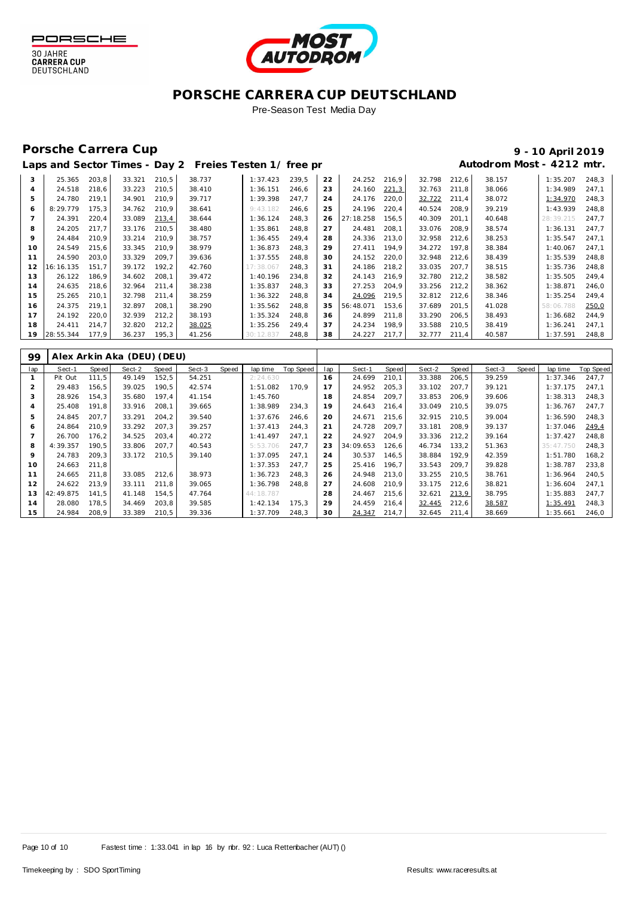# PORSCHE CARRERA CUP DEUTSCHLAND

Pre-Season Test Media Day

## Porsche Carrera Cup

**9 - 10 April 2019**

**Laps and Sector Times - Day 2 Freies Testen 1/ free pr**

**Autodrom Most - 4212 mtr.**

| lap | Sect-1 | Speed | Sect-2 | Speed | Sect-3 | Speed | lap time | Top Speed | lap | Sect-1 | Speed | Sect-2 | Speed | Sect-3 | Speed | lap time | Top Speed |
|---|---|---|---|---|---|---|---|---|---|---|---|---|---|---|---|---|---|
| 3 | 25.365 | 203,8 | 33.321 | 210,5 | 38.737 | | 1:37.423 | 239,5 | 22 | 24.252 | 216,9 | 32.798 | 212,6 | 38.157 | | 1:35.207 | 248,3 |
| 4 | 24.518 | 218,6 | 33.223 | 210,5 | 38.410 | | 1:36.151 | 246,6 | 23 | 24.160 | 221,3 | 32.763 | 211,8 | 38.066 | | 1:34.989 | 247,1 |
| 5 | 24.780 | 219,1 | 34.901 | 210,9 | 39.717 | | 1:39.398 | 247,7 | 24 | 24.176 | 220,0 | 32.722 | 211,4 | 38.072 | | 1:34.970 | 248,3 |
| 6 | 8:29.779 | 175,3 | 34.762 | 210,9 | 38.641 | | 9:43.182 | 246,6 | 25 | 24.196 | 220,4 | 40.524 | 208,9 | 39.219 | | 1:43.939 | 248,8 |
| 7 | 24.391 | 220,4 | 33.089 | 213,4 | 38.644 | | 1:36.124 | 248,3 | 26 | 27:18.258 | 156,5 | 40.309 | 201,1 | 40.648 | | 28:39.215 | 247,7 |
| 8 | 24.205 | 217,7 | 33.176 | 210,5 | 38.480 | | 1:35.861 | 248,8 | 27 | 24.481 | 208,1 | 33.076 | 208,9 | 38.574 | | 1:36.131 | 247,7 |
| 9 | 24.484 | 210,9 | 33.214 | 210,9 | 38.757 | | 1:36.455 | 249,4 | 28 | 24.336 | 213,0 | 32.958 | 212,6 | 38.253 | | 1:35.547 | 247,1 |
| 10 | 24.549 | 215,6 | 33.345 | 210,9 | 38.979 | | 1:36.873 | 248,3 | 29 | 27.411 | 194,9 | 34.272 | 197,8 | 38.384 | | 1:40.067 | 247,1 |
| 11 | 24.590 | 203,0 | 33.329 | 209,7 | 39.636 | | 1:37.555 | 248,8 | 30 | 24.152 | 220,0 | 32.948 | 212,6 | 38.439 | | 1:35.539 | 248,8 |
| 12 | 16:16.135 | 151,7 | 39.172 | 192,2 | 42.760 | | 17:38.067 | 248,3 | 31 | 24.186 | 218,2 | 33.035 | 207,7 | 38.515 | | 1:35.736 | 248,8 |
| 13 | 26.122 | 186,9 | 34.602 | 208,1 | 39.472 | | 1:40.196 | 234,8 | 32 | 24.143 | 216,9 | 32.780 | 212,2 | 38.582 | | 1:35.505 | 249,4 |
| 14 | 24.635 | 218,6 | 32.964 | 211,4 | 38.238 | | 1:35.837 | 248,3 | 33 | 27.253 | 204,9 | 33.256 | 212,2 | 38.362 | | 1:38.871 | 246,0 |
| 15 | 25.265 | 210,1 | 32.798 | 211,4 | 38.259 | | 1:36.322 | 248,8 | 34 | 24.096 | 219,5 | 32.812 | 212,6 | 38.346 | | 1:35.254 | 249,4 |
| 16 | 24.375 | 219,1 | 32.897 | 208,1 | 38.290 | | 1:35.562 | 248,8 | 35 | 56:48.071 | 153,6 | 37.689 | 201,5 | 41.028 | | 58:06.788 | 250,0 |
| 17 | 24.192 | 220,0 | 32.939 | 212,2 | 38.193 | | 1:35.324 | 248,8 | 36 | 24.899 | 211,8 | 33.290 | 206,5 | 38.493 | | 1:36.682 | 244,9 |
| 18 | 24.411 | 214,7 | 32.820 | 212,2 | 38.025 | | 1:35.256 | 249,4 | 37 | 24.234 | 198,9 | 33.588 | 210,5 | 38.419 | | 1:36.241 | 247,1 |
| 19 | 28:55.344 | 177,9 | 36.237 | 195,3 | 41.256 | | 30:12.837 | 248,8 | 38 | 24.227 | 217,7 | 32.777 | 211,4 | 40.587 | | 1:37.591 | 248,8 |

**99 Alex Arkin Aka (DEU) (DEU)**

| lap | Sect-1 | Speed | Sect-2 | Speed | Sect-3 | Speed | lap time | Top Speed | lap | Sect-1 | Speed | Sect-2 | Speed | Sect-3 | Speed | lap time | Top Speed |
|---|---|---|---|---|---|---|---|---|---|---|---|---|---|---|---|---|---|
| 1 | Pit Out | 111,5 | 49.149 | 152,5 | 54.251 | | 2:24.630 | | 16 | 24.699 | 210,1 | 33.388 | 206,5 | 39.259 | | 1:37.346 | 247,7 |
| 2 | 29.483 | 156,5 | 39.025 | 190,5 | 42.574 | | 1:51.082 | 170,9 | 17 | 24.952 | 205,3 | 33.102 | 207,7 | 39.121 | | 1:37.175 | 247,1 |
| 3 | 28.926 | 154,3 | 35.680 | 197,4 | 41.154 | | 1:45.760 | | 18 | 24.854 | 209,7 | 33.853 | 206,9 | 39.606 | | 1:38.313 | 248,3 |
| 4 | 25.408 | 191,8 | 33.916 | 208,1 | 39.665 | | 1:38.989 | 234,3 | 19 | 24.643 | 216,4 | 33.049 | 210,5 | 39.075 | | 1:36.767 | 247,7 |
| 5 | 24.845 | 207,7 | 33.291 | 204,2 | 39.540 | | 1:37.676 | 246,6 | 20 | 24.671 | 215,6 | 32.915 | 210,5 | 39.004 | | 1:36.590 | 248,3 |
| 6 | 24.864 | 210,9 | 33.292 | 207,3 | 39.257 | | 1:37.413 | 244,3 | 21 | 24.728 | 209,7 | 33.181 | 208,9 | 39.137 | | 1:37.046 | 249,4 |
| 7 | 26.700 | 176,2 | 34.525 | 203,4 | 40.272 | | 1:41.497 | 247,1 | 22 | 24.927 | 204,9 | 33.336 | 212,2 | 39.164 | | 1:37.427 | 248,8 |
| 8 | 4:39.357 | 190,5 | 33.806 | 207,7 | 40.543 | | 5:53.706 | 247,7 | 23 | 34:09.653 | 126,6 | 46.734 | 133,2 | 51.363 | | 35:47.750 | 248,3 |
| 9 | 24.783 | 209,3 | 33.172 | 210,5 | 39.140 | | 1:37.095 | 247,1 | 24 | 30.537 | 146,5 | 38.884 | 192,9 | 42.359 | | 1:51.780 | 168,2 |
| 10 | 24.663 | 211,8 | | | | | 1:37.353 | 247,7 | 25 | 25.416 | 196,7 | 33.543 | 209,7 | 39.828 | | 1:38.787 | 233,8 |
| 11 | 24.665 | 211,8 | 33.085 | 212,6 | 38.973 | | 1:36.723 | 248,3 | 26 | 24.948 | 213,0 | 33.255 | 210,5 | 38.761 | | 1:36.964 | 240,5 |
| 12 | 24.622 | 213,9 | 33.111 | 211,8 | 39.065 | | 1:36.798 | 248,8 | 27 | 24.608 | 210,9 | 33.175 | 212,6 | 38.821 | | 1:36.604 | 247,1 |
| 13 | 42:49.875 | 141,5 | 41.148 | 154,5 | 47.764 | | 44:18.787 | | 28 | 24.467 | 215,6 | 32.621 | 213,9 | 38.795 | | 1:35.883 | 247,7 |
| 14 | 28.080 | 178,5 | 34.469 | 203,8 | 39.585 | | 1:42.134 | 175,3 | 29 | 24.459 | 216,4 | 32.445 | 212,6 | 38.587 | | 1:35.491 | 248,3 |
| 15 | 24.984 | 208,9 | 33.389 | 210,5 | 39.336 | | 1:37.709 | 248,3 | 30 | 24.347 | 214,7 | 32.645 | 211,4 | 38.669 | | 1:35.661 | 246,0 |

Fastest time : 1:33.041 in lap 16 by nbr. 92 : Luca Rettenbacher (AUT) ()

Timekeeping by : SDO SportTiming

Results: www.raceresults.at